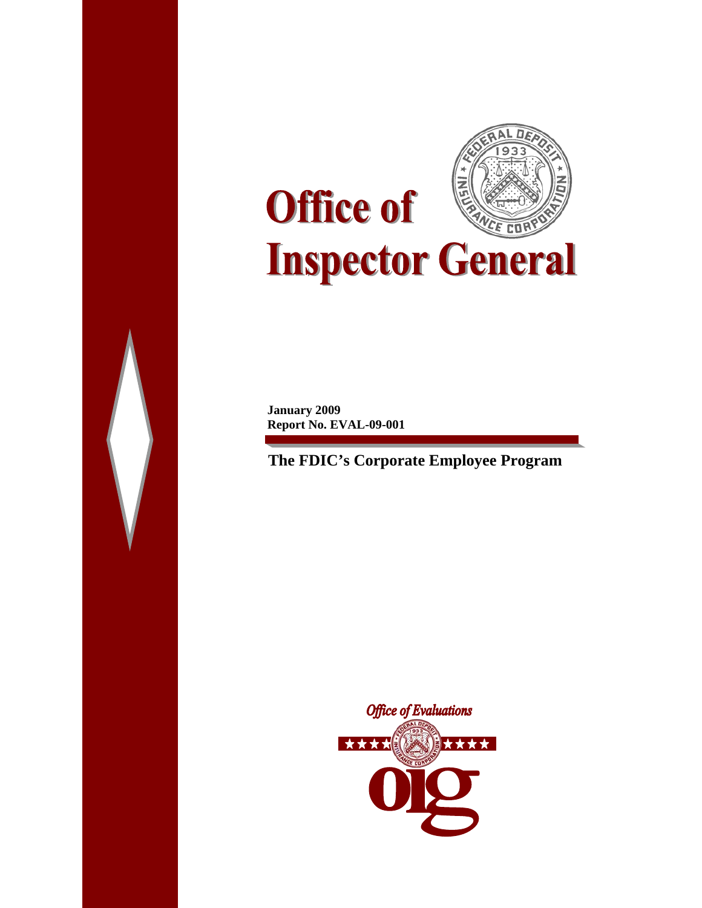# Office of Inspector General

**January 2009**
**Report No. EVAL-09-001**

## The FDIC's Corporate Employee Program

*Office of Evaluations*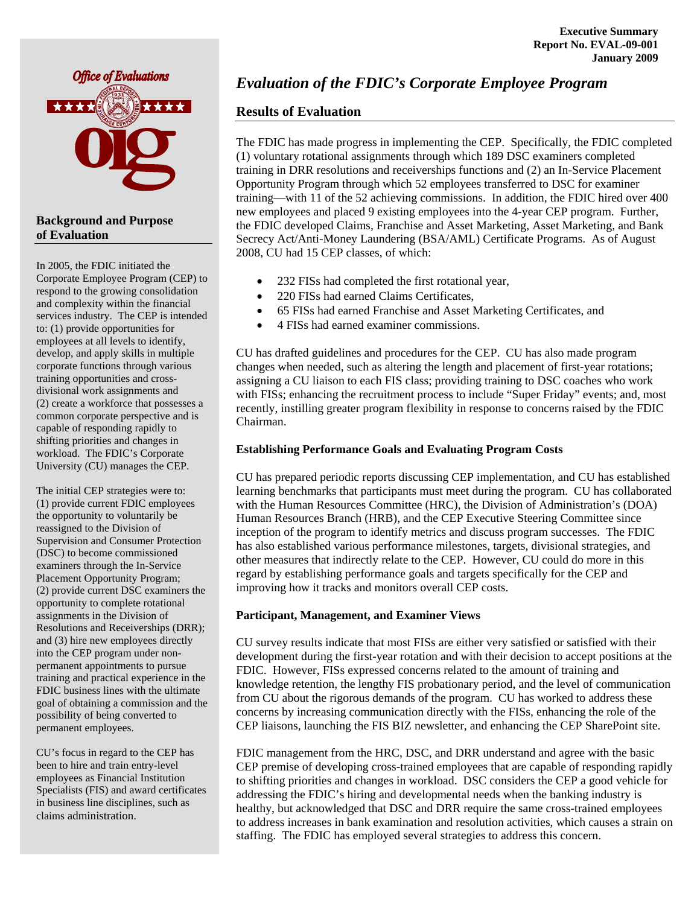Executive Summary
Report No. EVAL-09-001
January 2009

# Evaluation of the FDIC's Corporate Employee Program

## Background and Purpose of Evaluation

In 2005, the FDIC initiated the Corporate Employee Program (CEP) to respond to the growing consolidation and complexity within the financial services industry. The CEP is intended to: (1) provide opportunities for employees at all levels to identify, develop, and apply skills in multiple corporate functions through various training opportunities and cross-divisional work assignments and (2) create a workforce that possesses a common corporate perspective and is capable of responding rapidly to shifting priorities and changes in workload. The FDIC's Corporate University (CU) manages the CEP.

The initial CEP strategies were to: (1) provide current FDIC employees the opportunity to voluntarily be reassigned to the Division of Supervision and Consumer Protection (DSC) to become commissioned examiners through the In-Service Placement Opportunity Program; (2) provide current DSC examiners the opportunity to complete rotational assignments in the Division of Resolutions and Receiverships (DRR); and (3) hire new employees directly into the CEP program under non-permanent appointments to pursue training and practical experience in the FDIC business lines with the ultimate goal of obtaining a commission and the possibility of being converted to permanent employees.

CU's focus in regard to the CEP has been to hire and train entry-level employees as Financial Institution Specialists (FIS) and award certificates in business line disciplines, such as claims administration.

## Results of Evaluation

The FDIC has made progress in implementing the CEP. Specifically, the FDIC completed (1) voluntary rotational assignments through which 189 DSC examiners completed training in DRR resolutions and receiverships functions and (2) an In-Service Placement Opportunity Program through which 52 employees transferred to DSC for examiner training—with 11 of the 52 achieving commissions. In addition, the FDIC hired over 400 new employees and placed 9 existing employees into the 4-year CEP program. Further, the FDIC developed Claims, Franchise and Asset Marketing, Asset Marketing, and Bank Secrecy Act/Anti-Money Laundering (BSA/AML) Certificate Programs. As of August 2008, CU had 15 CEP classes, of which:

- 232 FISs had completed the first rotational year,
- 220 FISs had earned Claims Certificates,
- 65 FISs had earned Franchise and Asset Marketing Certificates, and
- 4 FISs had earned examiner commissions.

CU has drafted guidelines and procedures for the CEP. CU has also made program changes when needed, such as altering the length and placement of first-year rotations; assigning a CU liaison to each FIS class; providing training to DSC coaches who work with FISs; enhancing the recruitment process to include "Super Friday" events; and, most recently, instilling greater program flexibility in response to concerns raised by the FDIC Chairman.

### Establishing Performance Goals and Evaluating Program Costs

CU has prepared periodic reports discussing CEP implementation, and CU has established learning benchmarks that participants must meet during the program. CU has collaborated with the Human Resources Committee (HRC), the Division of Administration's (DOA) Human Resources Branch (HRB), and the CEP Executive Steering Committee since inception of the program to identify metrics and discuss program successes. The FDIC has also established various performance milestones, targets, divisional strategies, and other measures that indirectly relate to the CEP. However, CU could do more in this regard by establishing performance goals and targets specifically for the CEP and improving how it tracks and monitors overall CEP costs.

### Participant, Management, and Examiner Views

CU survey results indicate that most FISs are either very satisfied or satisfied with their development during the first-year rotation and with their decision to accept positions at the FDIC. However, FISs expressed concerns related to the amount of training and knowledge retention, the lengthy FIS probationary period, and the level of communication from CU about the rigorous demands of the program. CU has worked to address these concerns by increasing communication directly with the FISs, enhancing the role of the CEP liaisons, launching the FIS BIZ newsletter, and enhancing the CEP SharePoint site.

FDIC management from the HRC, DSC, and DRR understand and agree with the basic CEP premise of developing cross-trained employees that are capable of responding rapidly to shifting priorities and changes in workload. DSC considers the CEP a good vehicle for addressing the FDIC's hiring and developmental needs when the banking industry is healthy, but acknowledged that DSC and DRR require the same cross-trained employees to address increases in bank examination and resolution activities, which causes a strain on staffing. The FDIC has employed several strategies to address this concern.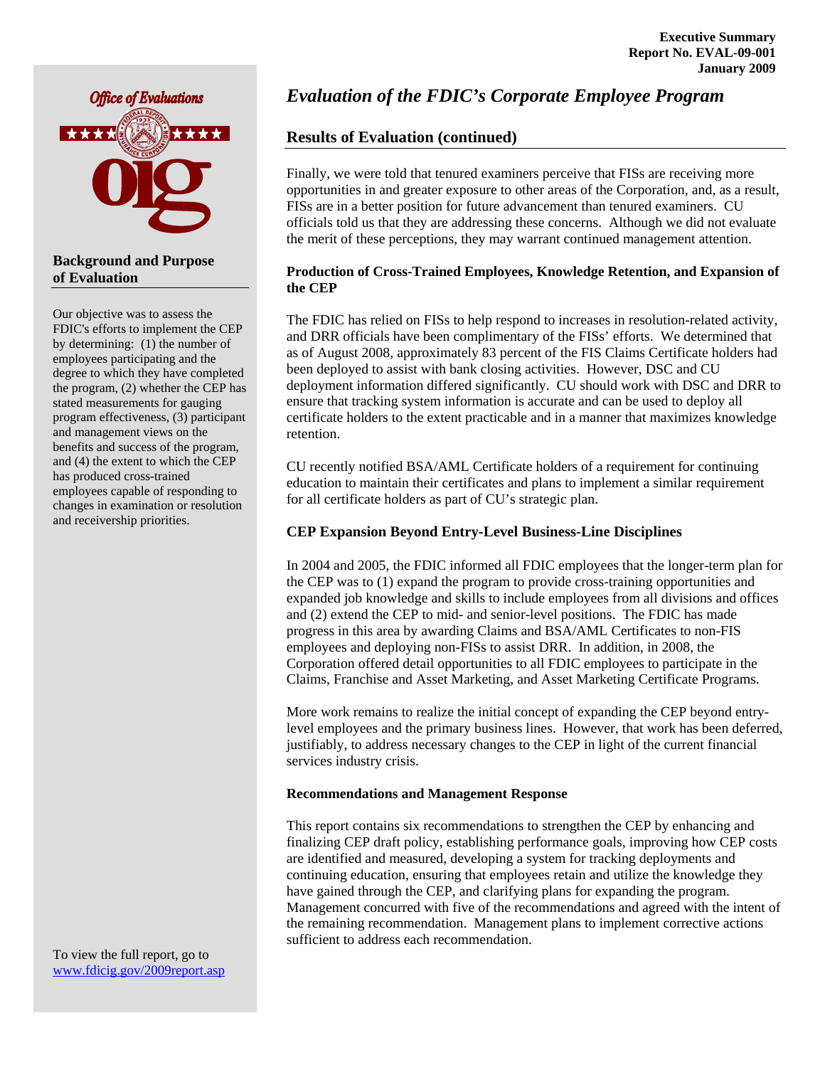Executive Summary
Report No. EVAL-09-001
January 2009

Office of Evaluations

### Background and Purpose of Evaluation

Our objective was to assess the FDIC's efforts to implement the CEP by determining: (1) the number of employees participating and the degree to which they have completed the program, (2) whether the CEP has stated measurements for gauging program effectiveness, (3) participant and management views on the benefits and success of the program, and (4) the extent to which the CEP has produced cross-trained employees capable of responding to changes in examination or resolution and receivership priorities.

To view the full report, go to [www.fdicig.gov/2009report.asp](www.fdicig.gov/2009report.asp)

# *Evaluation of the FDIC's Corporate Employee Program*

## Results of Evaluation (continued)

Finally, we were told that tenured examiners perceive that FISs are receiving more opportunities in and greater exposure to other areas of the Corporation, and, as a result, FISs are in a better position for future advancement than tenured examiners. CU officials told us that they are addressing these concerns. Although we did not evaluate the merit of these perceptions, they may warrant continued management attention.

### Production of Cross-Trained Employees, Knowledge Retention, and Expansion of the CEP

The FDIC has relied on FISs to help respond to increases in resolution-related activity, and DRR officials have been complimentary of the FISs' efforts. We determined that as of August 2008, approximately 83 percent of the FIS Claims Certificate holders had been deployed to assist with bank closing activities. However, DSC and CU deployment information differed significantly. CU should work with DSC and DRR to ensure that tracking system information is accurate and can be used to deploy all certificate holders to the extent practicable and in a manner that maximizes knowledge retention.

CU recently notified BSA/AML Certificate holders of a requirement for continuing education to maintain their certificates and plans to implement a similar requirement for all certificate holders as part of CU's strategic plan.

### CEP Expansion Beyond Entry-Level Business-Line Disciplines

In 2004 and 2005, the FDIC informed all FDIC employees that the longer-term plan for the CEP was to (1) expand the program to provide cross-training opportunities and expanded job knowledge and skills to include employees from all divisions and offices and (2) extend the CEP to mid- and senior-level positions. The FDIC has made progress in this area by awarding Claims and BSA/AML Certificates to non-FIS employees and deploying non-FISs to assist DRR. In addition, in 2008, the Corporation offered detail opportunities to all FDIC employees to participate in the Claims, Franchise and Asset Marketing, and Asset Marketing Certificate Programs.

More work remains to realize the initial concept of expanding the CEP beyond entry-level employees and the primary business lines. However, that work has been deferred, justifiably, to address necessary changes to the CEP in light of the current financial services industry crisis.

### Recommendations and Management Response

This report contains six recommendations to strengthen the CEP by enhancing and finalizing CEP draft policy, establishing performance goals, improving how CEP costs are identified and measured, developing a system for tracking deployments and continuing education, ensuring that employees retain and utilize the knowledge they have gained through the CEP, and clarifying plans for expanding the program. Management concurred with five of the recommendations and agreed with the intent of the remaining recommendation. Management plans to implement corrective actions sufficient to address each recommendation.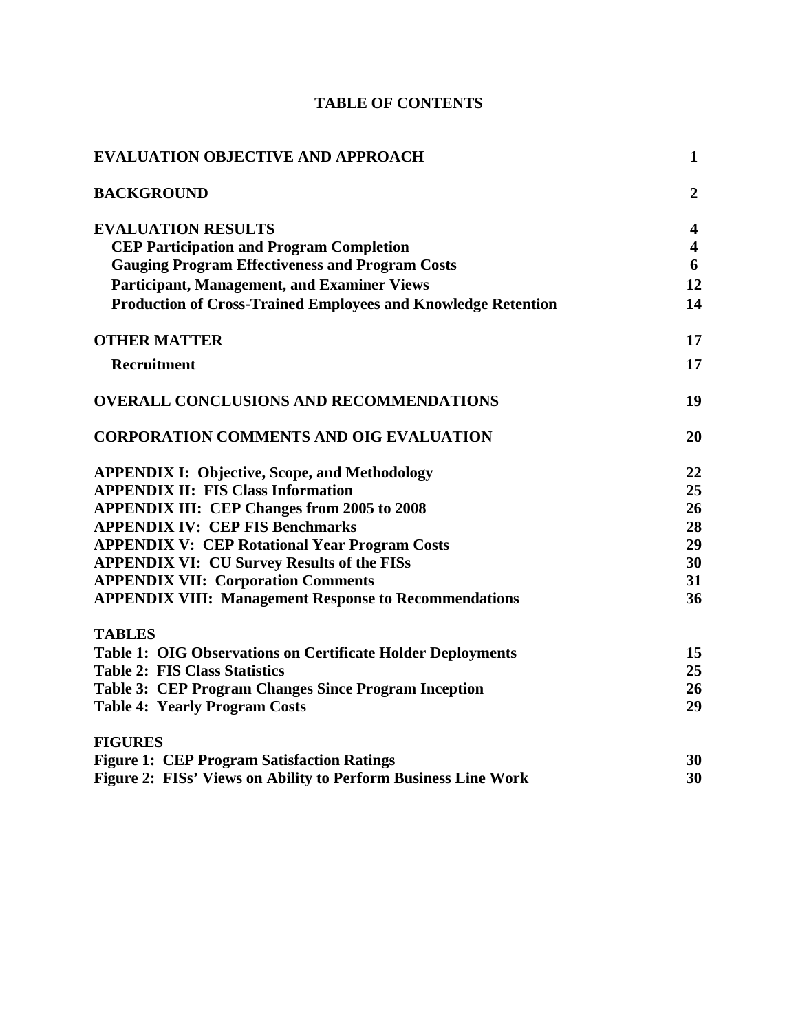# TABLE OF CONTENTS

| | |
|---|---|
| **EVALUATION OBJECTIVE AND APPROACH** | **1** |
| **BACKGROUND** | **2** |
| **EVALUATION RESULTS** | **4** |
| **CEP Participation and Program Completion** | **4** |
| **Gauging Program Effectiveness and Program Costs** | **6** |
| **Participant, Management, and Examiner Views** | **12** |
| **Production of Cross-Trained Employees and Knowledge Retention** | **14** |
| **OTHER MATTER** | **17** |
| **Recruitment** | **17** |
| **OVERALL CONCLUSIONS AND RECOMMENDATIONS** | **19** |
| **CORPORATION COMMENTS AND OIG EVALUATION** | **20** |
| **APPENDIX I: Objective, Scope, and Methodology** | **22** |
| **APPENDIX II: FIS Class Information** | **25** |
| **APPENDIX III: CEP Changes from 2005 to 2008** | **26** |
| **APPENDIX IV: CEP FIS Benchmarks** | **28** |
| **APPENDIX V: CEP Rotational Year Program Costs** | **29** |
| **APPENDIX VI: CU Survey Results of the FISs** | **30** |
| **APPENDIX VII: Corporation Comments** | **31** |
| **APPENDIX VIII: Management Response to Recommendations** | **36** |
| **TABLES** | |
| **Table 1: OIG Observations on Certificate Holder Deployments** | **15** |
| **Table 2: FIS Class Statistics** | **25** |
| **Table 3: CEP Program Changes Since Program Inception** | **26** |
| **Table 4: Yearly Program Costs** | **29** |
| **FIGURES** | |
| **Figure 1: CEP Program Satisfaction Ratings** | **30** |
| **Figure 2: FISs' Views on Ability to Perform Business Line Work** | **30** |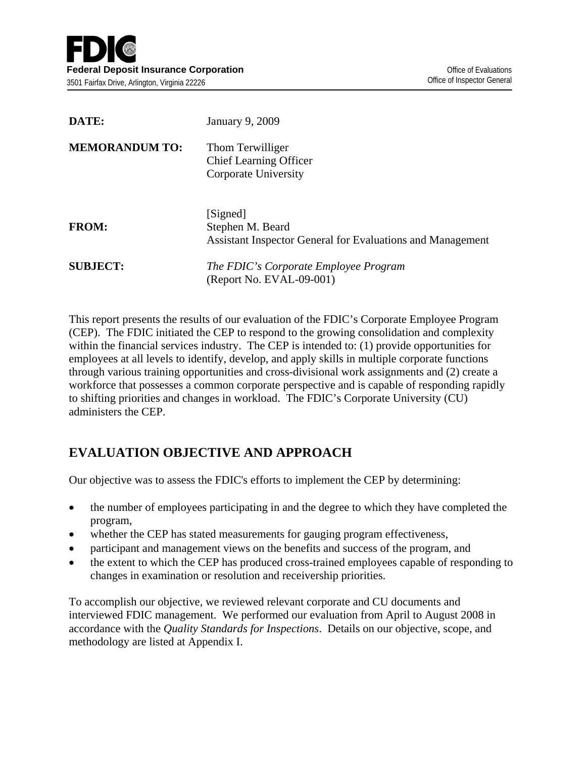**FDIC**

**Federal Deposit Insurance Corporation**
3501 Fairfax Drive, Arlington, Virginia 22226

Office of Evaluations
Office of Inspector General

| | |
|---|---|
| **DATE:** | January 9, 2009 |
| **MEMORANDUM TO:** | Thom Terwilliger<br>Chief Learning Officer<br>Corporate University |
| **FROM:** | [Signed]<br>Stephen M. Beard<br>Assistant Inspector General for Evaluations and Management |
| **SUBJECT:** | *The FDIC's Corporate Employee Program*<br>(Report No. EVAL-09-001) |

This report presents the results of our evaluation of the FDIC's Corporate Employee Program (CEP). The FDIC initiated the CEP to respond to the growing consolidation and complexity within the financial services industry. The CEP is intended to: (1) provide opportunities for employees at all levels to identify, develop, and apply skills in multiple corporate functions through various training opportunities and cross-divisional work assignments and (2) create a workforce that possesses a common corporate perspective and is capable of responding rapidly to shifting priorities and changes in workload. The FDIC's Corporate University (CU) administers the CEP.

## EVALUATION OBJECTIVE AND APPROACH

Our objective was to assess the FDIC's efforts to implement the CEP by determining:

- the number of employees participating in and the degree to which they have completed the program,
- whether the CEP has stated measurements for gauging program effectiveness,
- participant and management views on the benefits and success of the program, and
- the extent to which the CEP has produced cross-trained employees capable of responding to changes in examination or resolution and receivership priorities.

To accomplish our objective, we reviewed relevant corporate and CU documents and interviewed FDIC management. We performed our evaluation from April to August 2008 in accordance with the *Quality Standards for Inspections*. Details on our objective, scope, and methodology are listed at Appendix I.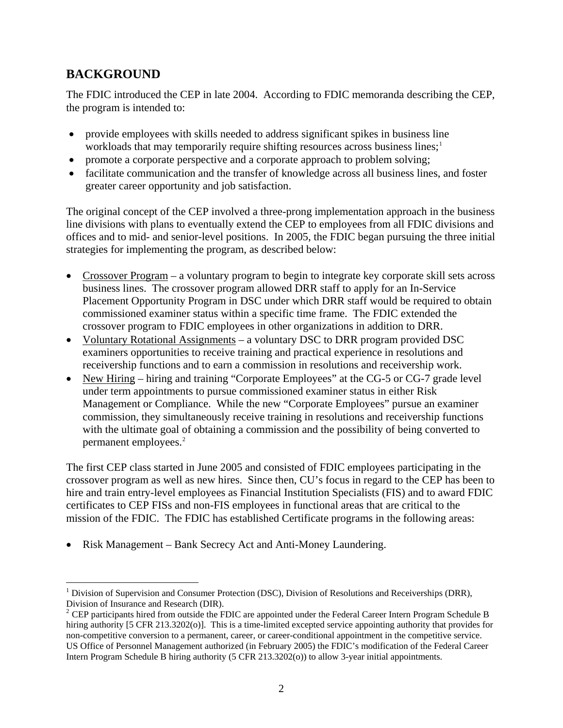## BACKGROUND

The FDIC introduced the CEP in late 2004. According to FDIC memoranda describing the CEP, the program is intended to:

- provide employees with skills needed to address significant spikes in business line workloads that may temporarily require shifting resources across business lines;[1]
- promote a corporate perspective and a corporate approach to problem solving;
- facilitate communication and the transfer of knowledge across all business lines, and foster greater career opportunity and job satisfaction.

The original concept of the CEP involved a three-prong implementation approach in the business line divisions with plans to eventually extend the CEP to employees from all FDIC divisions and offices and to mid- and senior-level positions. In 2005, the FDIC began pursuing the three initial strategies for implementing the program, as described below:

- Crossover Program – a voluntary program to begin to integrate key corporate skill sets across business lines. The crossover program allowed DRR staff to apply for an In-Service Placement Opportunity Program in DSC under which DRR staff would be required to obtain commissioned examiner status within a specific time frame. The FDIC extended the crossover program to FDIC employees in other organizations in addition to DRR.
- Voluntary Rotational Assignments – a voluntary DSC to DRR program provided DSC examiners opportunities to receive training and practical experience in resolutions and receivership functions and to earn a commission in resolutions and receivership work.
- New Hiring – hiring and training "Corporate Employees" at the CG-5 or CG-7 grade level under term appointments to pursue commissioned examiner status in either Risk Management or Compliance. While the new "Corporate Employees" pursue an examiner commission, they simultaneously receive training in resolutions and receivership functions with the ultimate goal of obtaining a commission and the possibility of being converted to permanent employees.[2]

The first CEP class started in June 2005 and consisted of FDIC employees participating in the crossover program as well as new hires. Since then, CU's focus in regard to the CEP has been to hire and train entry-level employees as Financial Institution Specialists (FIS) and to award FDIC certificates to CEP FISs and non-FIS employees in functional areas that are critical to the mission of the FDIC. The FDIC has established Certificate programs in the following areas:

- Risk Management – Bank Secrecy Act and Anti-Money Laundering.

---

[1] Division of Supervision and Consumer Protection (DSC), Division of Resolutions and Receiverships (DRR), Division of Insurance and Research (DIR).

[2] CEP participants hired from outside the FDIC are appointed under the Federal Career Intern Program Schedule B hiring authority [5 CFR 213.3202(o)]. This is a time-limited excepted service appointing authority that provides for non-competitive conversion to a permanent, career, or career-conditional appointment in the competitive service. US Office of Personnel Management authorized (in February 2005) the FDIC's modification of the Federal Career Intern Program Schedule B hiring authority (5 CFR 213.3202(o)) to allow 3-year initial appointments.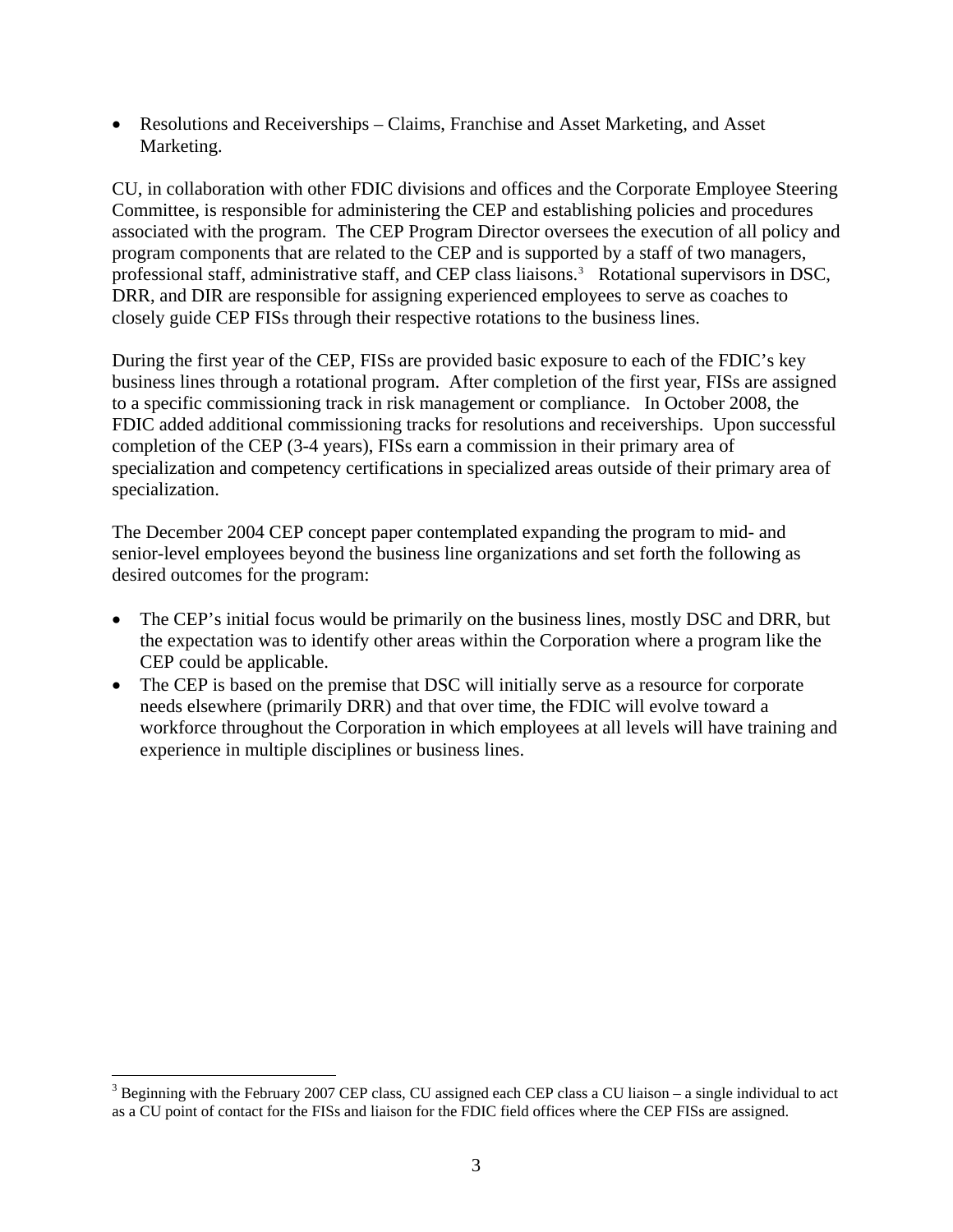- Resolutions and Receiverships – Claims, Franchise and Asset Marketing, and Asset Marketing.

CU, in collaboration with other FDIC divisions and offices and the Corporate Employee Steering Committee, is responsible for administering the CEP and establishing policies and procedures associated with the program. The CEP Program Director oversees the execution of all policy and program components that are related to the CEP and is supported by a staff of two managers, professional staff, administrative staff, and CEP class liaisons.[3] Rotational supervisors in DSC, DRR, and DIR are responsible for assigning experienced employees to serve as coaches to closely guide CEP FISs through their respective rotations to the business lines.

During the first year of the CEP, FISs are provided basic exposure to each of the FDIC's key business lines through a rotational program. After completion of the first year, FISs are assigned to a specific commissioning track in risk management or compliance. In October 2008, the FDIC added additional commissioning tracks for resolutions and receiverships. Upon successful completion of the CEP (3-4 years), FISs earn a commission in their primary area of specialization and competency certifications in specialized areas outside of their primary area of specialization.

The December 2004 CEP concept paper contemplated expanding the program to mid- and senior-level employees beyond the business line organizations and set forth the following as desired outcomes for the program:

- The CEP's initial focus would be primarily on the business lines, mostly DSC and DRR, but the expectation was to identify other areas within the Corporation where a program like the CEP could be applicable.
- The CEP is based on the premise that DSC will initially serve as a resource for corporate needs elsewhere (primarily DRR) and that over time, the FDIC will evolve toward a workforce throughout the Corporation in which employees at all levels will have training and experience in multiple disciplines or business lines.

[3] Beginning with the February 2007 CEP class, CU assigned each CEP class a CU liaison – a single individual to act as a CU point of contact for the FISs and liaison for the FDIC field offices where the CEP FISs are assigned.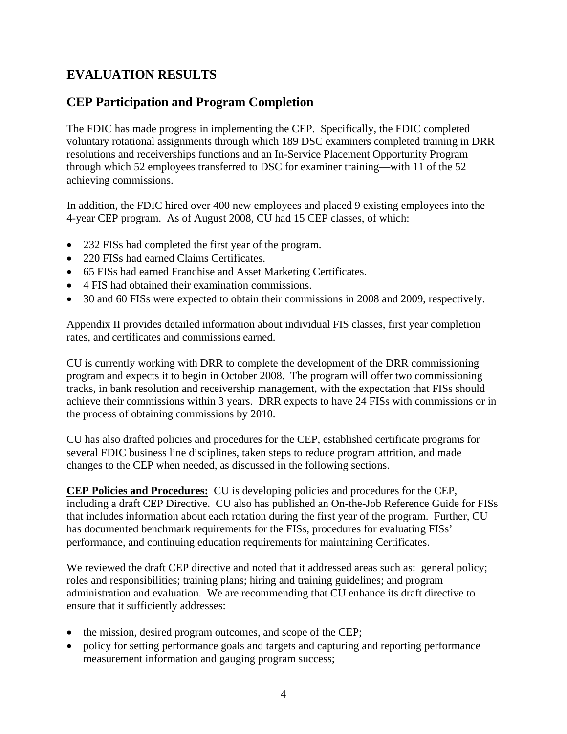# EVALUATION RESULTS

## CEP Participation and Program Completion

The FDIC has made progress in implementing the CEP. Specifically, the FDIC completed voluntary rotational assignments through which 189 DSC examiners completed training in DRR resolutions and receiverships functions and an In-Service Placement Opportunity Program through which 52 employees transferred to DSC for examiner training—with 11 of the 52 achieving commissions.

In addition, the FDIC hired over 400 new employees and placed 9 existing employees into the 4-year CEP program. As of August 2008, CU had 15 CEP classes, of which:

- 232 FISs had completed the first year of the program.
- 220 FISs had earned Claims Certificates.
- 65 FISs had earned Franchise and Asset Marketing Certificates.
- 4 FIS had obtained their examination commissions.
- 30 and 60 FISs were expected to obtain their commissions in 2008 and 2009, respectively.

Appendix II provides detailed information about individual FIS classes, first year completion rates, and certificates and commissions earned.

CU is currently working with DRR to complete the development of the DRR commissioning program and expects it to begin in October 2008. The program will offer two commissioning tracks, in bank resolution and receivership management, with the expectation that FISs should achieve their commissions within 3 years. DRR expects to have 24 FISs with commissions or in the process of obtaining commissions by 2010.

CU has also drafted policies and procedures for the CEP, established certificate programs for several FDIC business line disciplines, taken steps to reduce program attrition, and made changes to the CEP when needed, as discussed in the following sections.

**CEP Policies and Procedures:** CU is developing policies and procedures for the CEP, including a draft CEP Directive. CU also has published an On-the-Job Reference Guide for FISs that includes information about each rotation during the first year of the program. Further, CU has documented benchmark requirements for the FISs, procedures for evaluating FISs' performance, and continuing education requirements for maintaining Certificates.

We reviewed the draft CEP directive and noted that it addressed areas such as: general policy; roles and responsibilities; training plans; hiring and training guidelines; and program administration and evaluation. We are recommending that CU enhance its draft directive to ensure that it sufficiently addresses:

- the mission, desired program outcomes, and scope of the CEP;
- policy for setting performance goals and targets and capturing and reporting performance measurement information and gauging program success;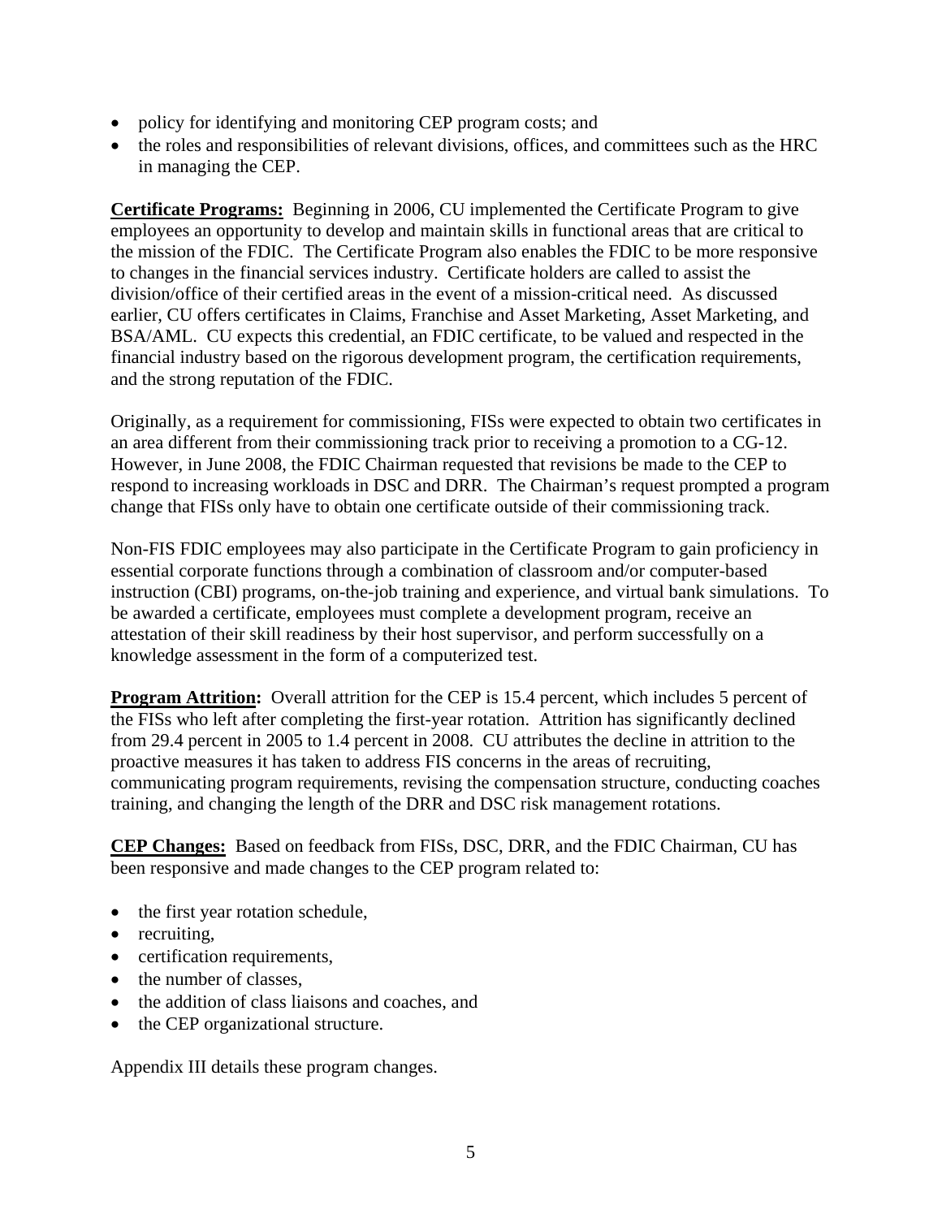- policy for identifying and monitoring CEP program costs; and
- the roles and responsibilities of relevant divisions, offices, and committees such as the HRC in managing the CEP.

**Certificate Programs:** Beginning in 2006, CU implemented the Certificate Program to give employees an opportunity to develop and maintain skills in functional areas that are critical to the mission of the FDIC. The Certificate Program also enables the FDIC to be more responsive to changes in the financial services industry. Certificate holders are called to assist the division/office of their certified areas in the event of a mission-critical need. As discussed earlier, CU offers certificates in Claims, Franchise and Asset Marketing, Asset Marketing, and BSA/AML. CU expects this credential, an FDIC certificate, to be valued and respected in the financial industry based on the rigorous development program, the certification requirements, and the strong reputation of the FDIC.

Originally, as a requirement for commissioning, FISs were expected to obtain two certificates in an area different from their commissioning track prior to receiving a promotion to a CG-12. However, in June 2008, the FDIC Chairman requested that revisions be made to the CEP to respond to increasing workloads in DSC and DRR. The Chairman's request prompted a program change that FISs only have to obtain one certificate outside of their commissioning track.

Non-FIS FDIC employees may also participate in the Certificate Program to gain proficiency in essential corporate functions through a combination of classroom and/or computer-based instruction (CBI) programs, on-the-job training and experience, and virtual bank simulations. To be awarded a certificate, employees must complete a development program, receive an attestation of their skill readiness by their host supervisor, and perform successfully on a knowledge assessment in the form of a computerized test.

**Program Attrition:** Overall attrition for the CEP is 15.4 percent, which includes 5 percent of the FISs who left after completing the first-year rotation. Attrition has significantly declined from 29.4 percent in 2005 to 1.4 percent in 2008. CU attributes the decline in attrition to the proactive measures it has taken to address FIS concerns in the areas of recruiting, communicating program requirements, revising the compensation structure, conducting coaches training, and changing the length of the DRR and DSC risk management rotations.

**CEP Changes:** Based on feedback from FISs, DSC, DRR, and the FDIC Chairman, CU has been responsive and made changes to the CEP program related to:

- the first year rotation schedule,
- recruiting,
- certification requirements,
- the number of classes,
- the addition of class liaisons and coaches, and
- the CEP organizational structure.

Appendix III details these program changes.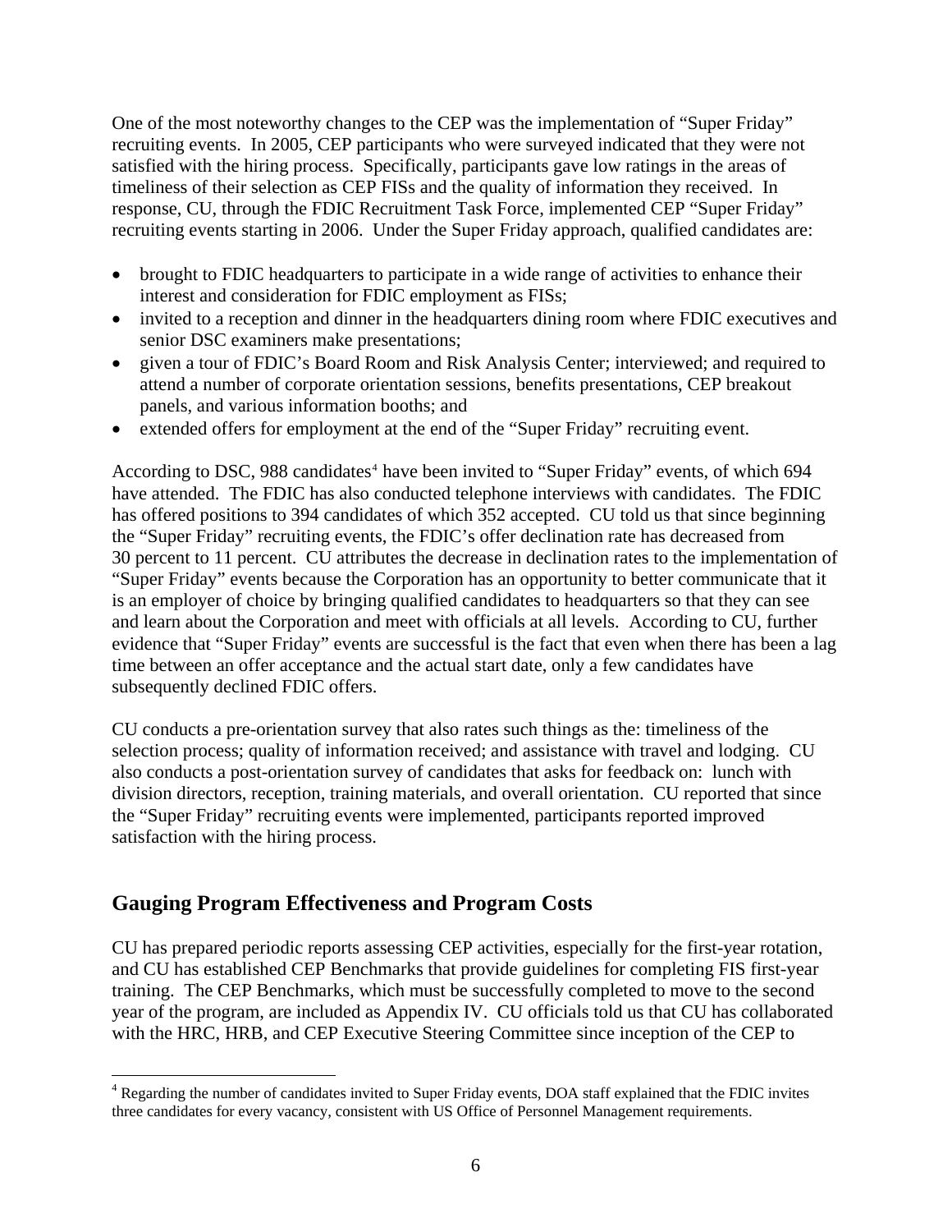One of the most noteworthy changes to the CEP was the implementation of "Super Friday" recruiting events. In 2005, CEP participants who were surveyed indicated that they were not satisfied with the hiring process. Specifically, participants gave low ratings in the areas of timeliness of their selection as CEP FISs and the quality of information they received. In response, CU, through the FDIC Recruitment Task Force, implemented CEP "Super Friday" recruiting events starting in 2006. Under the Super Friday approach, qualified candidates are:

- brought to FDIC headquarters to participate in a wide range of activities to enhance their interest and consideration for FDIC employment as FISs;
- invited to a reception and dinner in the headquarters dining room where FDIC executives and senior DSC examiners make presentations;
- given a tour of FDIC's Board Room and Risk Analysis Center; interviewed; and required to attend a number of corporate orientation sessions, benefits presentations, CEP breakout panels, and various information booths; and
- extended offers for employment at the end of the "Super Friday" recruiting event.

According to DSC, 988 candidates[4] have been invited to "Super Friday" events, of which 694 have attended. The FDIC has also conducted telephone interviews with candidates. The FDIC has offered positions to 394 candidates of which 352 accepted. CU told us that since beginning the "Super Friday" recruiting events, the FDIC's offer declination rate has decreased from 30 percent to 11 percent. CU attributes the decrease in declination rates to the implementation of "Super Friday" events because the Corporation has an opportunity to better communicate that it is an employer of choice by bringing qualified candidates to headquarters so that they can see and learn about the Corporation and meet with officials at all levels. According to CU, further evidence that "Super Friday" events are successful is the fact that even when there has been a lag time between an offer acceptance and the actual start date, only a few candidates have subsequently declined FDIC offers.

CU conducts a pre-orientation survey that also rates such things as the: timeliness of the selection process; quality of information received; and assistance with travel and lodging. CU also conducts a post-orientation survey of candidates that asks for feedback on: lunch with division directors, reception, training materials, and overall orientation. CU reported that since the "Super Friday" recruiting events were implemented, participants reported improved satisfaction with the hiring process.

## Gauging Program Effectiveness and Program Costs

CU has prepared periodic reports assessing CEP activities, especially for the first-year rotation, and CU has established CEP Benchmarks that provide guidelines for completing FIS first-year training. The CEP Benchmarks, which must be successfully completed to move to the second year of the program, are included as Appendix IV. CU officials told us that CU has collaborated with the HRC, HRB, and CEP Executive Steering Committee since inception of the CEP to

---

[4] Regarding the number of candidates invited to Super Friday events, DOA staff explained that the FDIC invites three candidates for every vacancy, consistent with US Office of Personnel Management requirements.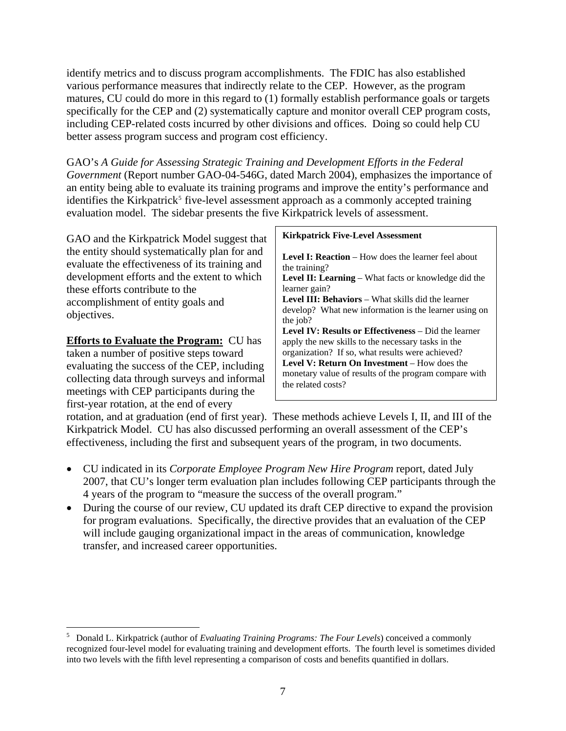identify metrics and to discuss program accomplishments. The FDIC has also established various performance measures that indirectly relate to the CEP. However, as the program matures, CU could do more in this regard to (1) formally establish performance goals or targets specifically for the CEP and (2) systematically capture and monitor overall CEP program costs, including CEP-related costs incurred by other divisions and offices. Doing so could help CU better assess program success and program cost efficiency.

GAO's *A Guide for Assessing Strategic Training and Development Efforts in the Federal Government* (Report number GAO-04-546G, dated March 2004), emphasizes the importance of an entity being able to evaluate its training programs and improve the entity's performance and identifies the Kirkpatrick[5] five-level assessment approach as a commonly accepted training evaluation model. The sidebar presents the five Kirkpatrick levels of assessment.

GAO and the Kirkpatrick Model suggest that the entity should systematically plan for and evaluate the effectiveness of its training and development efforts and the extent to which these efforts contribute to the accomplishment of entity goals and objectives.

> **Kirkpatrick Five-Level Assessment**
>
> **Level I: Reaction** – How does the learner feel about the training?
> **Level II: Learning** – What facts or knowledge did the learner gain?
> **Level III: Behaviors** – What skills did the learner develop? What new information is the learner using on the job?
> **Level IV: Results or Effectiveness** – Did the learner apply the new skills to the necessary tasks in the organization? If so, what results were achieved?
> **Level V: Return On Investment** – How does the monetary value of results of the program compare with the related costs?

**Efforts to Evaluate the Program:** CU has taken a number of positive steps toward evaluating the success of the CEP, including collecting data through surveys and informal meetings with CEP participants during the first-year rotation, at the end of every rotation, and at graduation (end of first year). These methods achieve Levels I, II, and III of the Kirkpatrick Model. CU has also discussed performing an overall assessment of the CEP's effectiveness, including the first and subsequent years of the program, in two documents.

- CU indicated in its *Corporate Employee Program New Hire Program* report, dated July 2007, that CU's longer term evaluation plan includes following CEP participants through the 4 years of the program to "measure the success of the overall program."
- During the course of our review, CU updated its draft CEP directive to expand the provision for program evaluations. Specifically, the directive provides that an evaluation of the CEP will include gauging organizational impact in the areas of communication, knowledge transfer, and increased career opportunities.

[5] Donald L. Kirkpatrick (author of *Evaluating Training Programs: The Four Levels*) conceived a commonly recognized four-level model for evaluating training and development efforts. The fourth level is sometimes divided into two levels with the fifth level representing a comparison of costs and benefits quantified in dollars.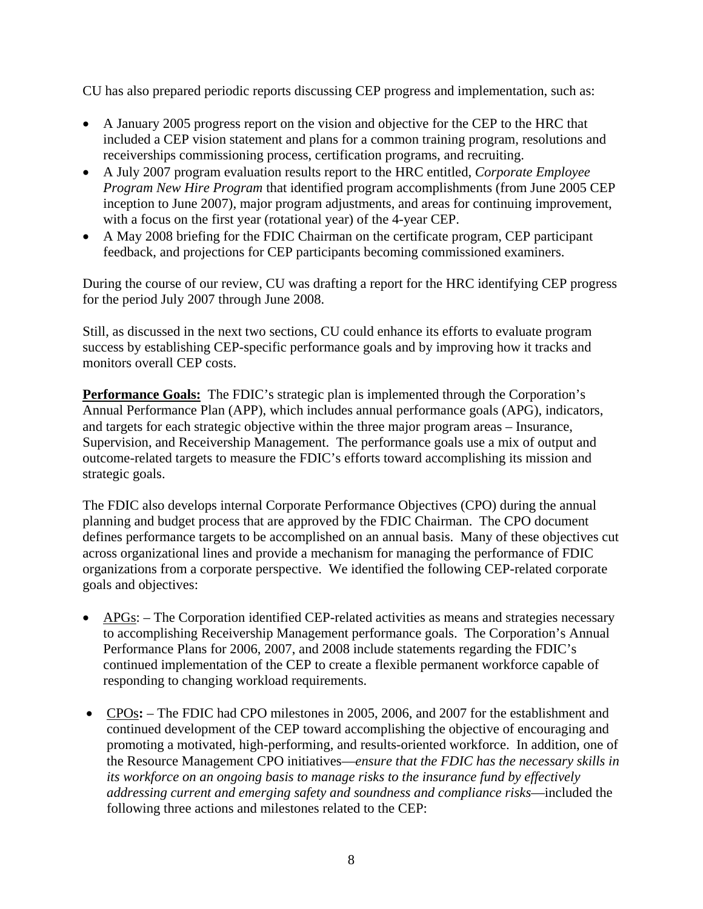CU has also prepared periodic reports discussing CEP progress and implementation, such as:

- A January 2005 progress report on the vision and objective for the CEP to the HRC that included a CEP vision statement and plans for a common training program, resolutions and receiverships commissioning process, certification programs, and recruiting.
- A July 2007 program evaluation results report to the HRC entitled, *Corporate Employee Program New Hire Program* that identified program accomplishments (from June 2005 CEP inception to June 2007), major program adjustments, and areas for continuing improvement, with a focus on the first year (rotational year) of the 4-year CEP.
- A May 2008 briefing for the FDIC Chairman on the certificate program, CEP participant feedback, and projections for CEP participants becoming commissioned examiners.

During the course of our review, CU was drafting a report for the HRC identifying CEP progress for the period July 2007 through June 2008.

Still, as discussed in the next two sections, CU could enhance its efforts to evaluate program success by establishing CEP-specific performance goals and by improving how it tracks and monitors overall CEP costs.

**Performance Goals:** The FDIC's strategic plan is implemented through the Corporation's Annual Performance Plan (APP), which includes annual performance goals (APG), indicators, and targets for each strategic objective within the three major program areas – Insurance, Supervision, and Receivership Management. The performance goals use a mix of output and outcome-related targets to measure the FDIC's efforts toward accomplishing its mission and strategic goals.

The FDIC also develops internal Corporate Performance Objectives (CPO) during the annual planning and budget process that are approved by the FDIC Chairman. The CPO document defines performance targets to be accomplished on an annual basis. Many of these objectives cut across organizational lines and provide a mechanism for managing the performance of FDIC organizations from a corporate perspective. We identified the following CEP-related corporate goals and objectives:

- APGs: – The Corporation identified CEP-related activities as means and strategies necessary to accomplishing Receivership Management performance goals. The Corporation's Annual Performance Plans for 2006, 2007, and 2008 include statements regarding the FDIC's continued implementation of the CEP to create a flexible permanent workforce capable of responding to changing workload requirements.

- CPOs**:** – The FDIC had CPO milestones in 2005, 2006, and 2007 for the establishment and continued development of the CEP toward accomplishing the objective of encouraging and promoting a motivated, high-performing, and results-oriented workforce. In addition, one of the Resource Management CPO initiatives—*ensure that the FDIC has the necessary skills in its workforce on an ongoing basis to manage risks to the insurance fund by effectively addressing current and emerging safety and soundness and compliance risks*—included the following three actions and milestones related to the CEP: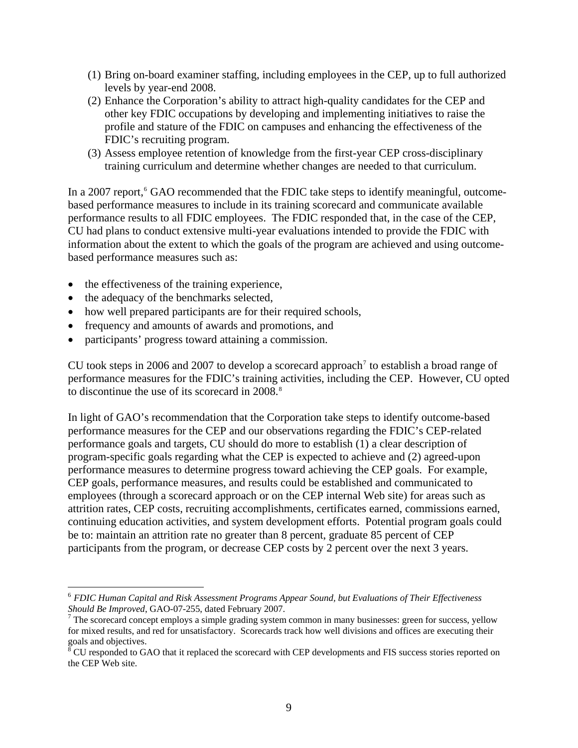(1) Bring on-board examiner staffing, including employees in the CEP, up to full authorized levels by year-end 2008.
(2) Enhance the Corporation's ability to attract high-quality candidates for the CEP and other key FDIC occupations by developing and implementing initiatives to raise the profile and stature of the FDIC on campuses and enhancing the effectiveness of the FDIC's recruiting program.
(3) Assess employee retention of knowledge from the first-year CEP cross-disciplinary training curriculum and determine whether changes are needed to that curriculum.

In a 2007 report,[6] GAO recommended that the FDIC take steps to identify meaningful, outcome-based performance measures to include in its training scorecard and communicate available performance results to all FDIC employees. The FDIC responded that, in the case of the CEP, CU had plans to conduct extensive multi-year evaluations intended to provide the FDIC with information about the extent to which the goals of the program are achieved and using outcome-based performance measures such as:

- the effectiveness of the training experience,
- the adequacy of the benchmarks selected,
- how well prepared participants are for their required schools,
- frequency and amounts of awards and promotions, and
- participants' progress toward attaining a commission.

CU took steps in 2006 and 2007 to develop a scorecard approach[7] to establish a broad range of performance measures for the FDIC's training activities, including the CEP. However, CU opted to discontinue the use of its scorecard in 2008.[8]

In light of GAO's recommendation that the Corporation take steps to identify outcome-based performance measures for the CEP and our observations regarding the FDIC's CEP-related performance goals and targets, CU should do more to establish (1) a clear description of program-specific goals regarding what the CEP is expected to achieve and (2) agreed-upon performance measures to determine progress toward achieving the CEP goals. For example, CEP goals, performance measures, and results could be established and communicated to employees (through a scorecard approach or on the CEP internal Web site) for areas such as attrition rates, CEP costs, recruiting accomplishments, certificates earned, commissions earned, continuing education activities, and system development efforts. Potential program goals could be to: maintain an attrition rate no greater than 8 percent, graduate 85 percent of CEP participants from the program, or decrease CEP costs by 2 percent over the next 3 years.

---

[6] *FDIC Human Capital and Risk Assessment Programs Appear Sound, but Evaluations of Their Effectiveness Should Be Improved*, GAO-07-255, dated February 2007.

[7] The scorecard concept employs a simple grading system common in many businesses: green for success, yellow for mixed results, and red for unsatisfactory. Scorecards track how well divisions and offices are executing their goals and objectives.

[8] CU responded to GAO that it replaced the scorecard with CEP developments and FIS success stories reported on the CEP Web site.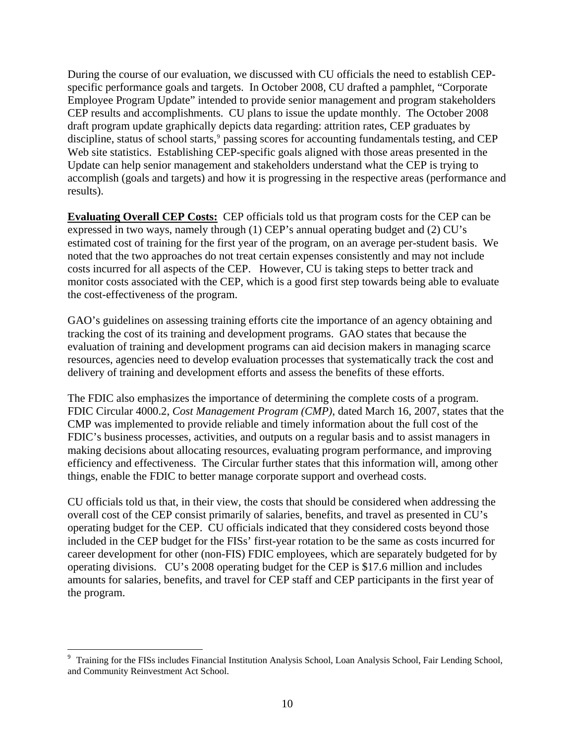During the course of our evaluation, we discussed with CU officials the need to establish CEP-specific performance goals and targets. In October 2008, CU drafted a pamphlet, "Corporate Employee Program Update" intended to provide senior management and program stakeholders CEP results and accomplishments. CU plans to issue the update monthly. The October 2008 draft program update graphically depicts data regarding: attrition rates, CEP graduates by discipline, status of school starts,[9] passing scores for accounting fundamentals testing, and CEP Web site statistics. Establishing CEP-specific goals aligned with those areas presented in the Update can help senior management and stakeholders understand what the CEP is trying to accomplish (goals and targets) and how it is progressing in the respective areas (performance and results).

**Evaluating Overall CEP Costs:** CEP officials told us that program costs for the CEP can be expressed in two ways, namely through (1) CEP's annual operating budget and (2) CU's estimated cost of training for the first year of the program, on an average per-student basis. We noted that the two approaches do not treat certain expenses consistently and may not include costs incurred for all aspects of the CEP. However, CU is taking steps to better track and monitor costs associated with the CEP, which is a good first step towards being able to evaluate the cost-effectiveness of the program.

GAO's guidelines on assessing training efforts cite the importance of an agency obtaining and tracking the cost of its training and development programs. GAO states that because the evaluation of training and development programs can aid decision makers in managing scarce resources, agencies need to develop evaluation processes that systematically track the cost and delivery of training and development efforts and assess the benefits of these efforts.

The FDIC also emphasizes the importance of determining the complete costs of a program. FDIC Circular 4000.2, *Cost Management Program (CMP)*, dated March 16, 2007, states that the CMP was implemented to provide reliable and timely information about the full cost of the FDIC's business processes, activities, and outputs on a regular basis and to assist managers in making decisions about allocating resources, evaluating program performance, and improving efficiency and effectiveness. The Circular further states that this information will, among other things, enable the FDIC to better manage corporate support and overhead costs.

CU officials told us that, in their view, the costs that should be considered when addressing the overall cost of the CEP consist primarily of salaries, benefits, and travel as presented in CU's operating budget for the CEP. CU officials indicated that they considered costs beyond those included in the CEP budget for the FISs' first-year rotation to be the same as costs incurred for career development for other (non-FIS) FDIC employees, which are separately budgeted for by operating divisions. CU's 2008 operating budget for the CEP is $17.6 million and includes amounts for salaries, benefits, and travel for CEP staff and CEP participants in the first year of the program.

[9] Training for the FISs includes Financial Institution Analysis School, Loan Analysis School, Fair Lending School, and Community Reinvestment Act School.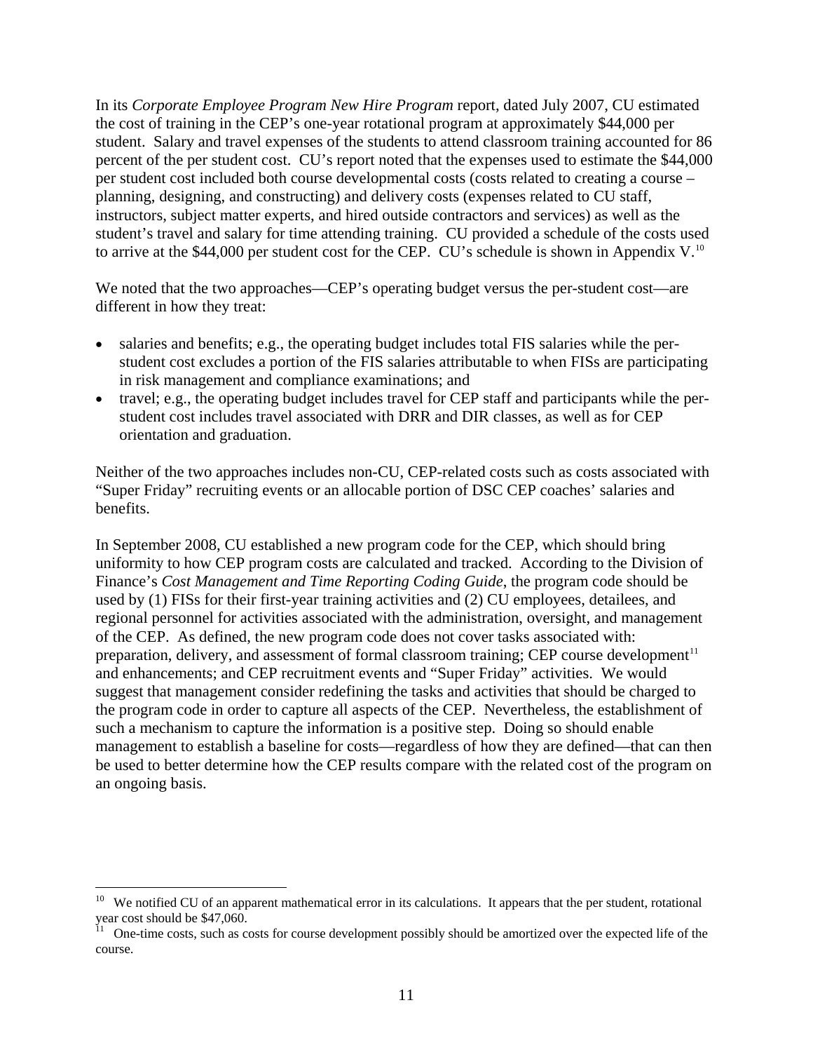In its *Corporate Employee Program New Hire Program* report, dated July 2007, CU estimated the cost of training in the CEP's one-year rotational program at approximately $44,000 per student. Salary and travel expenses of the students to attend classroom training accounted for 86 percent of the per student cost. CU's report noted that the expenses used to estimate the $44,000 per student cost included both course developmental costs (costs related to creating a course – planning, designing, and constructing) and delivery costs (expenses related to CU staff, instructors, subject matter experts, and hired outside contractors and services) as well as the student's travel and salary for time attending training. CU provided a schedule of the costs used to arrive at the $44,000 per student cost for the CEP. CU's schedule is shown in Appendix V.[10]

We noted that the two approaches—CEP's operating budget versus the per-student cost—are different in how they treat:

- salaries and benefits; e.g., the operating budget includes total FIS salaries while the per-student cost excludes a portion of the FIS salaries attributable to when FISs are participating in risk management and compliance examinations; and
- travel; e.g., the operating budget includes travel for CEP staff and participants while the per-student cost includes travel associated with DRR and DIR classes, as well as for CEP orientation and graduation.

Neither of the two approaches includes non-CU, CEP-related costs such as costs associated with "Super Friday" recruiting events or an allocable portion of DSC CEP coaches' salaries and benefits.

In September 2008, CU established a new program code for the CEP, which should bring uniformity to how CEP program costs are calculated and tracked. According to the Division of Finance's *Cost Management and Time Reporting Coding Guide*, the program code should be used by (1) FISs for their first-year training activities and (2) CU employees, detailees, and regional personnel for activities associated with the administration, oversight, and management of the CEP. As defined, the new program code does not cover tasks associated with: preparation, delivery, and assessment of formal classroom training; CEP course development[11] and enhancements; and CEP recruitment events and "Super Friday" activities. We would suggest that management consider redefining the tasks and activities that should be charged to the program code in order to capture all aspects of the CEP. Nevertheless, the establishment of such a mechanism to capture the information is a positive step. Doing so should enable management to establish a baseline for costs—regardless of how they are defined—that can then be used to better determine how the CEP results compare with the related cost of the program on an ongoing basis.

---

[10] We notified CU of an apparent mathematical error in its calculations. It appears that the per student, rotational year cost should be $47,060.

[11] One-time costs, such as costs for course development possibly should be amortized over the expected life of the course.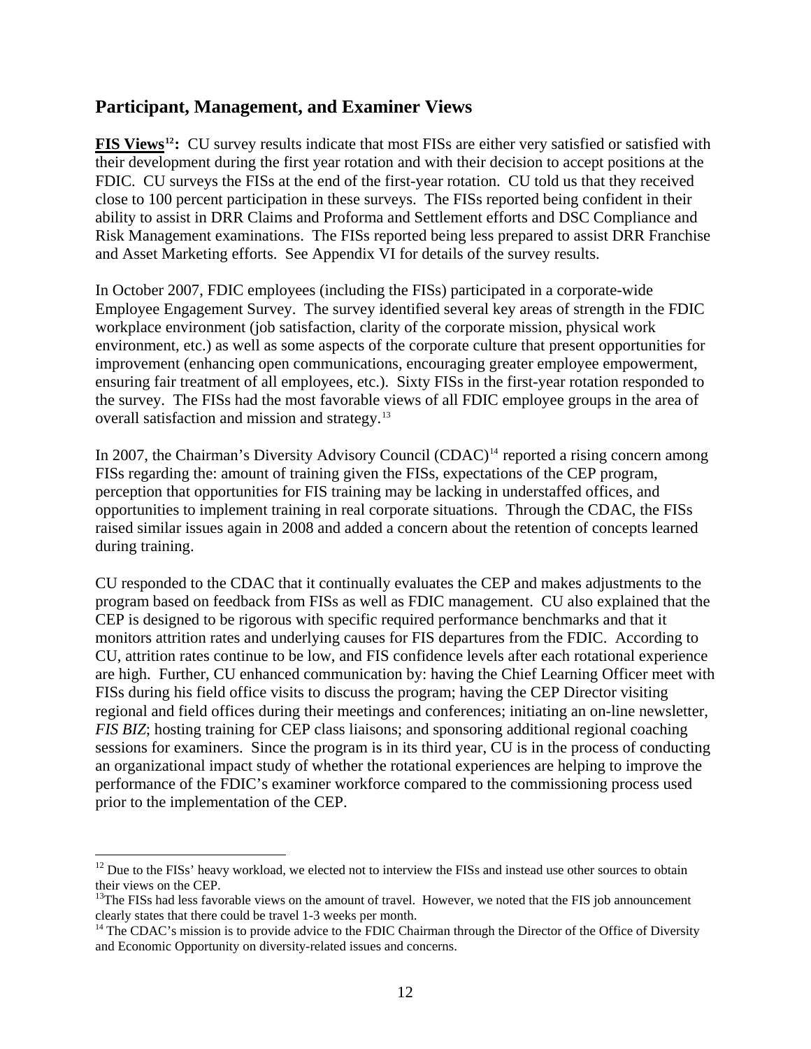## Participant, Management, and Examiner Views

**FIS Views[12]:** CU survey results indicate that most FISs are either very satisfied or satisfied with their development during the first year rotation and with their decision to accept positions at the FDIC. CU surveys the FISs at the end of the first-year rotation. CU told us that they received close to 100 percent participation in these surveys. The FISs reported being confident in their ability to assist in DRR Claims and Proforma and Settlement efforts and DSC Compliance and Risk Management examinations. The FISs reported being less prepared to assist DRR Franchise and Asset Marketing efforts. See Appendix VI for details of the survey results.

In October 2007, FDIC employees (including the FISs) participated in a corporate-wide Employee Engagement Survey. The survey identified several key areas of strength in the FDIC workplace environment (job satisfaction, clarity of the corporate mission, physical work environment, etc.) as well as some aspects of the corporate culture that present opportunities for improvement (enhancing open communications, encouraging greater employee empowerment, ensuring fair treatment of all employees, etc.). Sixty FISs in the first-year rotation responded to the survey. The FISs had the most favorable views of all FDIC employee groups in the area of overall satisfaction and mission and strategy.[13]

In 2007, the Chairman's Diversity Advisory Council (CDAC)[14] reported a rising concern among FISs regarding the: amount of training given the FISs, expectations of the CEP program, perception that opportunities for FIS training may be lacking in understaffed offices, and opportunities to implement training in real corporate situations. Through the CDAC, the FISs raised similar issues again in 2008 and added a concern about the retention of concepts learned during training.

CU responded to the CDAC that it continually evaluates the CEP and makes adjustments to the program based on feedback from FISs as well as FDIC management. CU also explained that the CEP is designed to be rigorous with specific required performance benchmarks and that it monitors attrition rates and underlying causes for FIS departures from the FDIC. According to CU, attrition rates continue to be low, and FIS confidence levels after each rotational experience are high. Further, CU enhanced communication by: having the Chief Learning Officer meet with FISs during his field office visits to discuss the program; having the CEP Director visiting regional and field offices during their meetings and conferences; initiating an on-line newsletter, *FIS BIZ*; hosting training for CEP class liaisons; and sponsoring additional regional coaching sessions for examiners. Since the program is in its third year, CU is in the process of conducting an organizational impact study of whether the rotational experiences are helping to improve the performance of the FDIC's examiner workforce compared to the commissioning process used prior to the implementation of the CEP.

---

[12] Due to the FISs' heavy workload, we elected not to interview the FISs and instead use other sources to obtain their views on the CEP.

[13] The FISs had less favorable views on the amount of travel. However, we noted that the FIS job announcement clearly states that there could be travel 1-3 weeks per month.

[14] The CDAC's mission is to provide advice to the FDIC Chairman through the Director of the Office of Diversity and Economic Opportunity on diversity-related issues and concerns.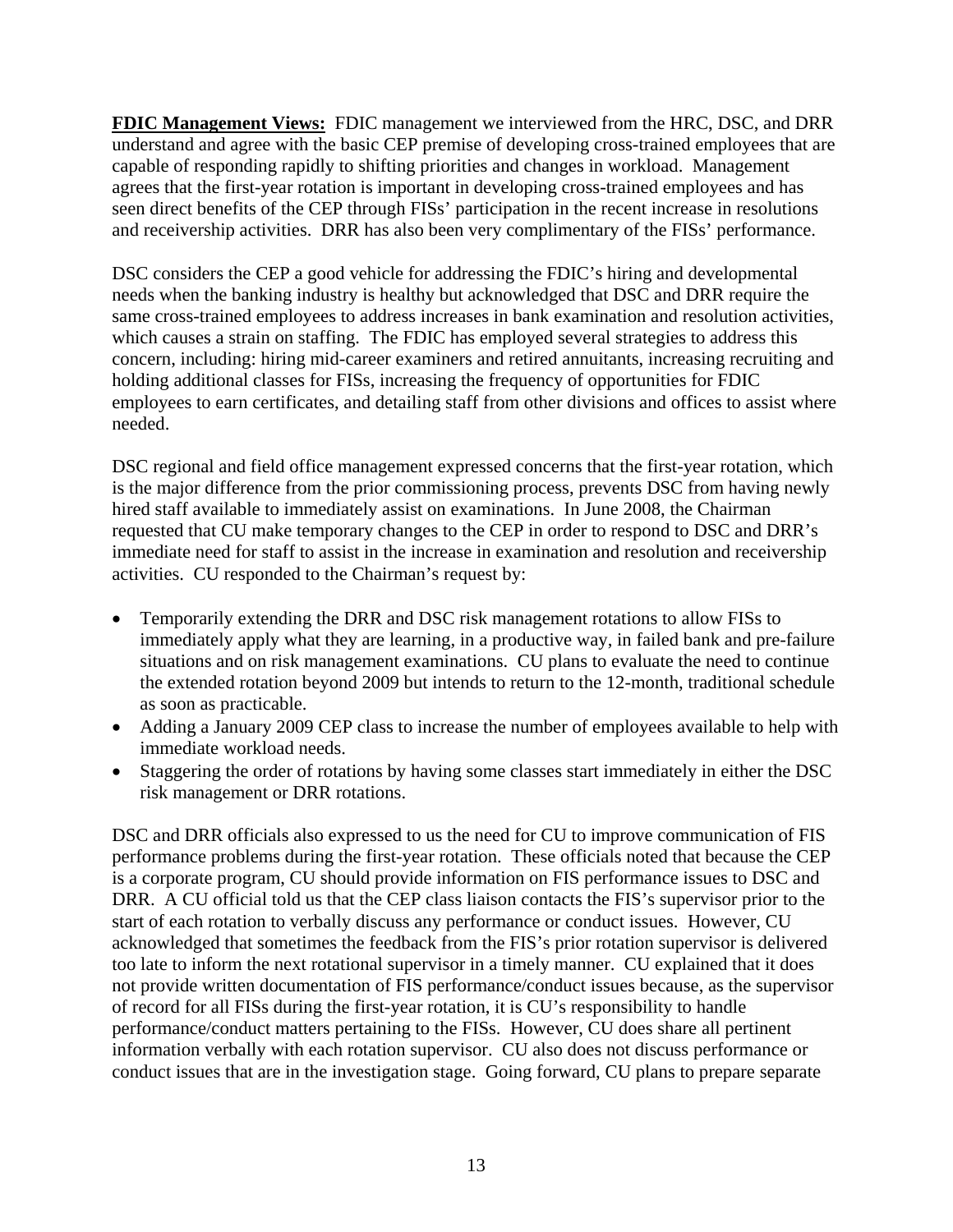**FDIC Management Views:** FDIC management we interviewed from the HRC, DSC, and DRR understand and agree with the basic CEP premise of developing cross-trained employees that are capable of responding rapidly to shifting priorities and changes in workload. Management agrees that the first-year rotation is important in developing cross-trained employees and has seen direct benefits of the CEP through FISs' participation in the recent increase in resolutions and receivership activities. DRR has also been very complimentary of the FISs' performance.

DSC considers the CEP a good vehicle for addressing the FDIC's hiring and developmental needs when the banking industry is healthy but acknowledged that DSC and DRR require the same cross-trained employees to address increases in bank examination and resolution activities, which causes a strain on staffing. The FDIC has employed several strategies to address this concern, including: hiring mid-career examiners and retired annuitants, increasing recruiting and holding additional classes for FISs, increasing the frequency of opportunities for FDIC employees to earn certificates, and detailing staff from other divisions and offices to assist where needed.

DSC regional and field office management expressed concerns that the first-year rotation, which is the major difference from the prior commissioning process, prevents DSC from having newly hired staff available to immediately assist on examinations. In June 2008, the Chairman requested that CU make temporary changes to the CEP in order to respond to DSC and DRR's immediate need for staff to assist in the increase in examination and resolution and receivership activities. CU responded to the Chairman's request by:

- Temporarily extending the DRR and DSC risk management rotations to allow FISs to immediately apply what they are learning, in a productive way, in failed bank and pre-failure situations and on risk management examinations. CU plans to evaluate the need to continue the extended rotation beyond 2009 but intends to return to the 12-month, traditional schedule as soon as practicable.
- Adding a January 2009 CEP class to increase the number of employees available to help with immediate workload needs.
- Staggering the order of rotations by having some classes start immediately in either the DSC risk management or DRR rotations.

DSC and DRR officials also expressed to us the need for CU to improve communication of FIS performance problems during the first-year rotation. These officials noted that because the CEP is a corporate program, CU should provide information on FIS performance issues to DSC and DRR. A CU official told us that the CEP class liaison contacts the FIS's supervisor prior to the start of each rotation to verbally discuss any performance or conduct issues. However, CU acknowledged that sometimes the feedback from the FIS's prior rotation supervisor is delivered too late to inform the next rotational supervisor in a timely manner. CU explained that it does not provide written documentation of FIS performance/conduct issues because, as the supervisor of record for all FISs during the first-year rotation, it is CU's responsibility to handle performance/conduct matters pertaining to the FISs. However, CU does share all pertinent information verbally with each rotation supervisor. CU also does not discuss performance or conduct issues that are in the investigation stage. Going forward, CU plans to prepare separate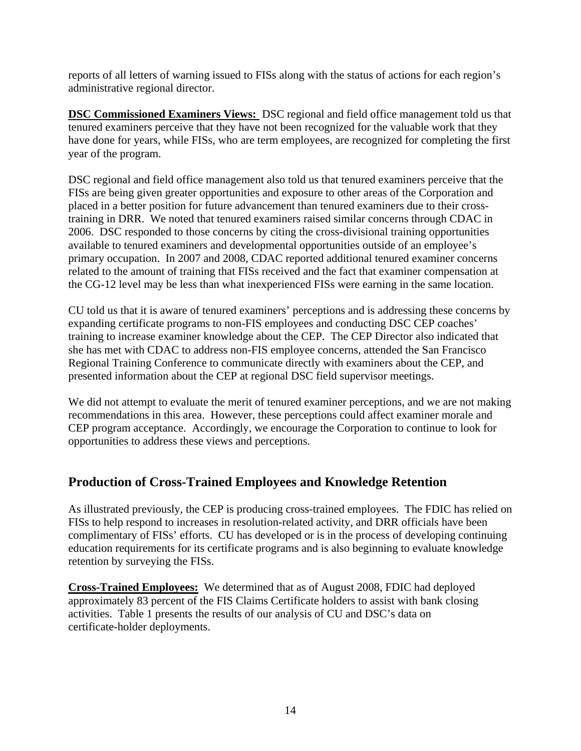reports of all letters of warning issued to FISs along with the status of actions for each region's administrative regional director.

**DSC Commissioned Examiners Views:** DSC regional and field office management told us that tenured examiners perceive that they have not been recognized for the valuable work that they have done for years, while FISs, who are term employees, are recognized for completing the first year of the program.

DSC regional and field office management also told us that tenured examiners perceive that the FISs are being given greater opportunities and exposure to other areas of the Corporation and placed in a better position for future advancement than tenured examiners due to their cross-training in DRR. We noted that tenured examiners raised similar concerns through CDAC in 2006. DSC responded to those concerns by citing the cross-divisional training opportunities available to tenured examiners and developmental opportunities outside of an employee's primary occupation. In 2007 and 2008, CDAC reported additional tenured examiner concerns related to the amount of training that FISs received and the fact that examiner compensation at the CG-12 level may be less than what inexperienced FISs were earning in the same location.

CU told us that it is aware of tenured examiners' perceptions and is addressing these concerns by expanding certificate programs to non-FIS employees and conducting DSC CEP coaches' training to increase examiner knowledge about the CEP. The CEP Director also indicated that she has met with CDAC to address non-FIS employee concerns, attended the San Francisco Regional Training Conference to communicate directly with examiners about the CEP, and presented information about the CEP at regional DSC field supervisor meetings.

We did not attempt to evaluate the merit of tenured examiner perceptions, and we are not making recommendations in this area. However, these perceptions could affect examiner morale and CEP program acceptance. Accordingly, we encourage the Corporation to continue to look for opportunities to address these views and perceptions.

## Production of Cross-Trained Employees and Knowledge Retention

As illustrated previously, the CEP is producing cross-trained employees. The FDIC has relied on FISs to help respond to increases in resolution-related activity, and DRR officials have been complimentary of FISs' efforts. CU has developed or is in the process of developing continuing education requirements for its certificate programs and is also beginning to evaluate knowledge retention by surveying the FISs.

**Cross-Trained Employees:** We determined that as of August 2008, FDIC had deployed approximately 83 percent of the FIS Claims Certificate holders to assist with bank closing activities. Table 1 presents the results of our analysis of CU and DSC's data on certificate-holder deployments.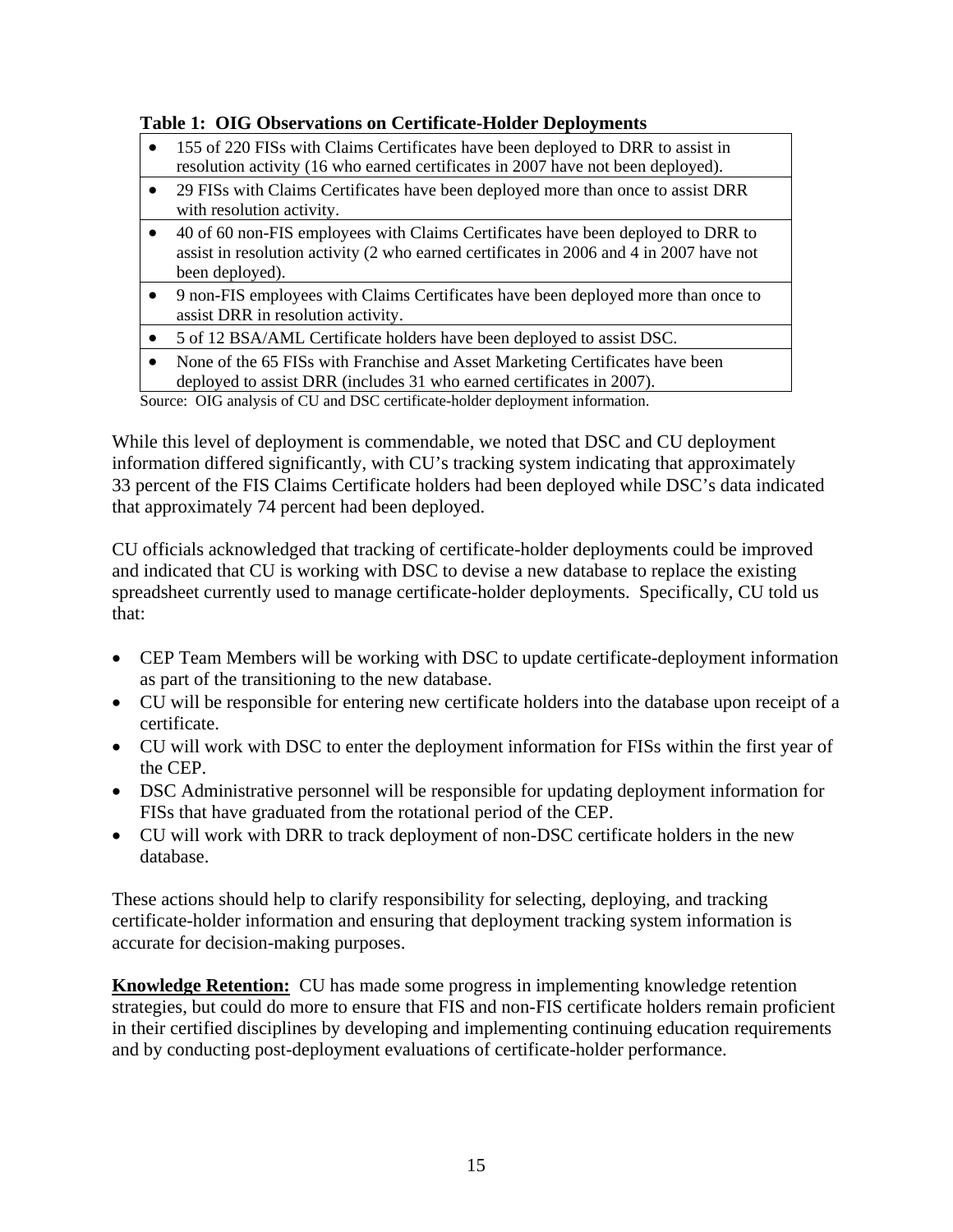**Table 1: OIG Observations on Certificate-Holder Deployments**

| |
|---|
| • 155 of 220 FISs with Claims Certificates have been deployed to DRR to assist in resolution activity (16 who earned certificates in 2007 have not been deployed). |
| • 29 FISs with Claims Certificates have been deployed more than once to assist DRR with resolution activity. |
| • 40 of 60 non-FIS employees with Claims Certificates have been deployed to DRR to assist in resolution activity (2 who earned certificates in 2006 and 4 in 2007 have not been deployed). |
| • 9 non-FIS employees with Claims Certificates have been deployed more than once to assist DRR in resolution activity. |
| • 5 of 12 BSA/AML Certificate holders have been deployed to assist DSC. |
| • None of the 65 FISs with Franchise and Asset Marketing Certificates have been deployed to assist DRR (includes 31 who earned certificates in 2007). |

Source: OIG analysis of CU and DSC certificate-holder deployment information.

While this level of deployment is commendable, we noted that DSC and CU deployment information differed significantly, with CU's tracking system indicating that approximately 33 percent of the FIS Claims Certificate holders had been deployed while DSC's data indicated that approximately 74 percent had been deployed.

CU officials acknowledged that tracking of certificate-holder deployments could be improved and indicated that CU is working with DSC to devise a new database to replace the existing spreadsheet currently used to manage certificate-holder deployments. Specifically, CU told us that:

- CEP Team Members will be working with DSC to update certificate-deployment information as part of the transitioning to the new database.
- CU will be responsible for entering new certificate holders into the database upon receipt of a certificate.
- CU will work with DSC to enter the deployment information for FISs within the first year of the CEP.
- DSC Administrative personnel will be responsible for updating deployment information for FISs that have graduated from the rotational period of the CEP.
- CU will work with DRR to track deployment of non-DSC certificate holders in the new database.

These actions should help to clarify responsibility for selecting, deploying, and tracking certificate-holder information and ensuring that deployment tracking system information is accurate for decision-making purposes.

**Knowledge Retention:** CU has made some progress in implementing knowledge retention strategies, but could do more to ensure that FIS and non-FIS certificate holders remain proficient in their certified disciplines by developing and implementing continuing education requirements and by conducting post-deployment evaluations of certificate-holder performance.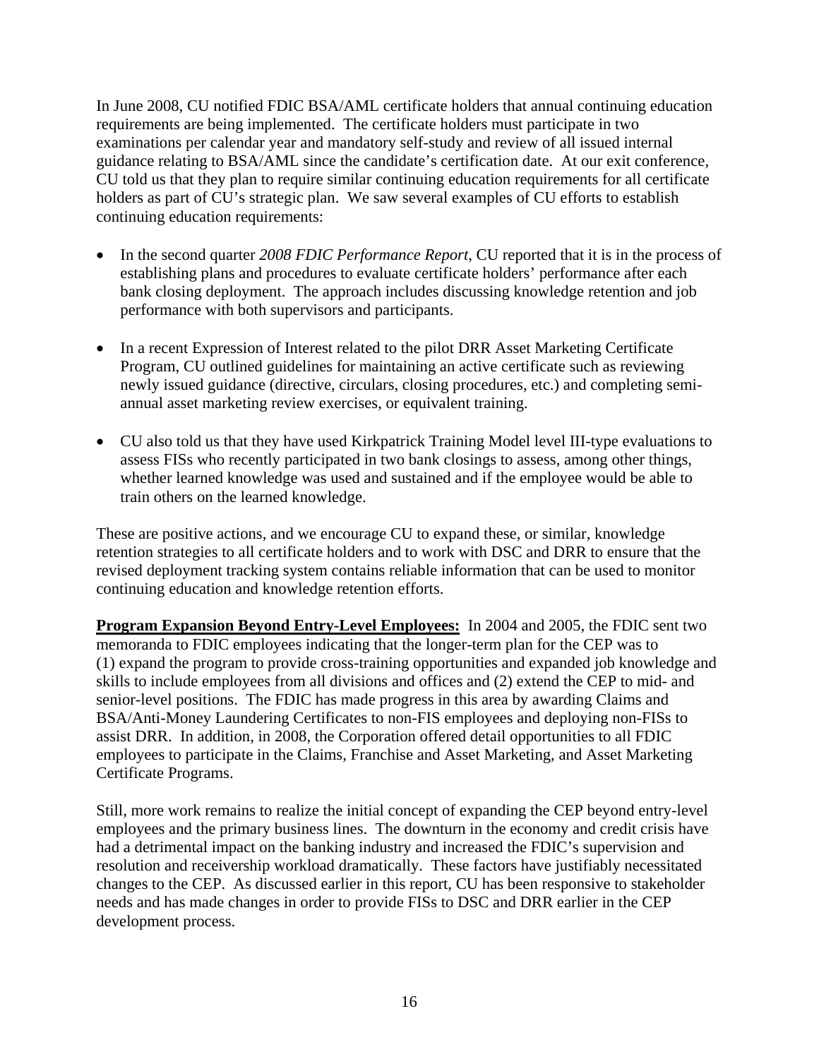In June 2008, CU notified FDIC BSA/AML certificate holders that annual continuing education requirements are being implemented. The certificate holders must participate in two examinations per calendar year and mandatory self-study and review of all issued internal guidance relating to BSA/AML since the candidate's certification date. At our exit conference, CU told us that they plan to require similar continuing education requirements for all certificate holders as part of CU's strategic plan. We saw several examples of CU efforts to establish continuing education requirements:

- In the second quarter *2008 FDIC Performance Report*, CU reported that it is in the process of establishing plans and procedures to evaluate certificate holders' performance after each bank closing deployment. The approach includes discussing knowledge retention and job performance with both supervisors and participants.

- In a recent Expression of Interest related to the pilot DRR Asset Marketing Certificate Program, CU outlined guidelines for maintaining an active certificate such as reviewing newly issued guidance (directive, circulars, closing procedures, etc.) and completing semi-annual asset marketing review exercises, or equivalent training.

- CU also told us that they have used Kirkpatrick Training Model level III-type evaluations to assess FISs who recently participated in two bank closings to assess, among other things, whether learned knowledge was used and sustained and if the employee would be able to train others on the learned knowledge.

These are positive actions, and we encourage CU to expand these, or similar, knowledge retention strategies to all certificate holders and to work with DSC and DRR to ensure that the revised deployment tracking system contains reliable information that can be used to monitor continuing education and knowledge retention efforts.

**Program Expansion Beyond Entry-Level Employees:** In 2004 and 2005, the FDIC sent two memoranda to FDIC employees indicating that the longer-term plan for the CEP was to (1) expand the program to provide cross-training opportunities and expanded job knowledge and skills to include employees from all divisions and offices and (2) extend the CEP to mid- and senior-level positions. The FDIC has made progress in this area by awarding Claims and BSA/Anti-Money Laundering Certificates to non-FIS employees and deploying non-FISs to assist DRR. In addition, in 2008, the Corporation offered detail opportunities to all FDIC employees to participate in the Claims, Franchise and Asset Marketing, and Asset Marketing Certificate Programs.

Still, more work remains to realize the initial concept of expanding the CEP beyond entry-level employees and the primary business lines. The downturn in the economy and credit crisis have had a detrimental impact on the banking industry and increased the FDIC's supervision and resolution and receivership workload dramatically. These factors have justifiably necessitated changes to the CEP. As discussed earlier in this report, CU has been responsive to stakeholder needs and has made changes in order to provide FISs to DSC and DRR earlier in the CEP development process.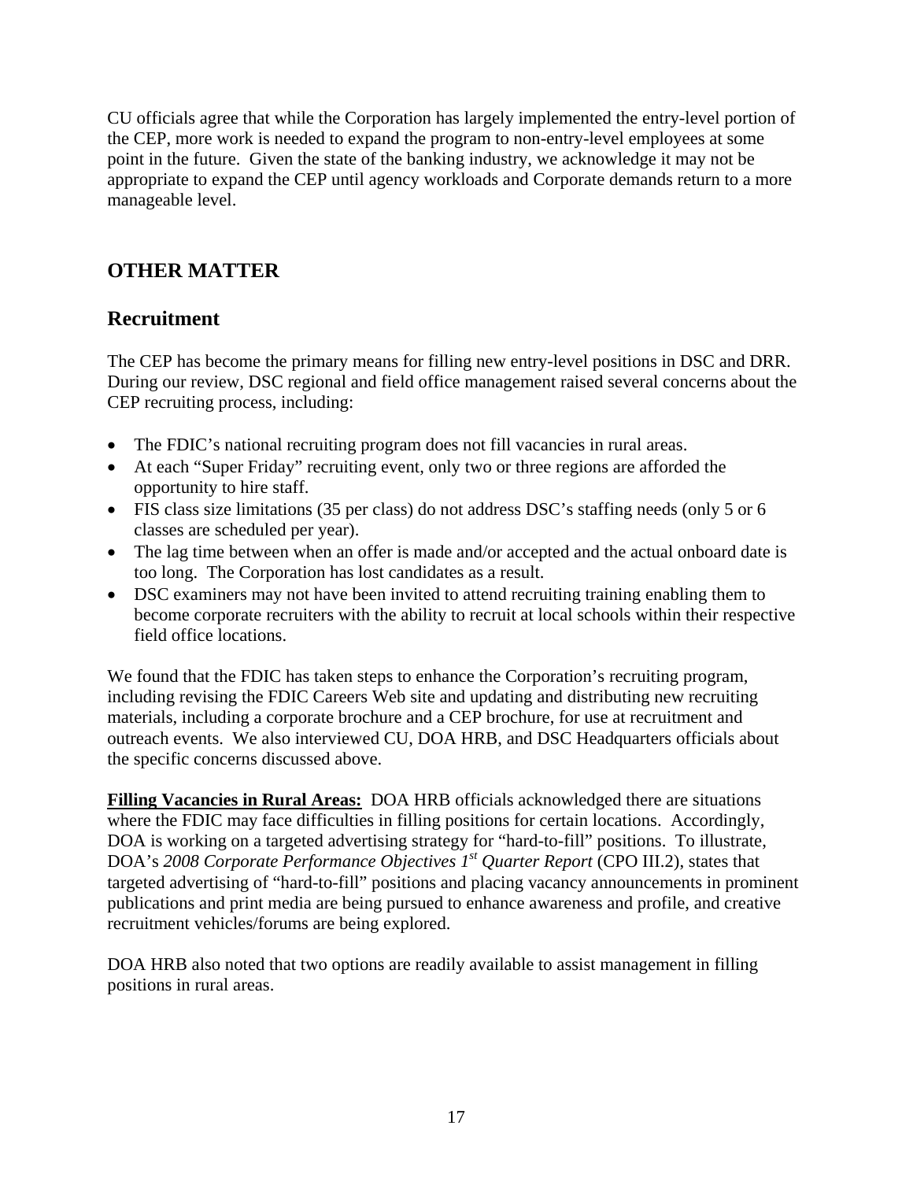CU officials agree that while the Corporation has largely implemented the entry-level portion of the CEP, more work is needed to expand the program to non-entry-level employees at some point in the future. Given the state of the banking industry, we acknowledge it may not be appropriate to expand the CEP until agency workloads and Corporate demands return to a more manageable level.

## OTHER MATTER

## Recruitment

The CEP has become the primary means for filling new entry-level positions in DSC and DRR. During our review, DSC regional and field office management raised several concerns about the CEP recruiting process, including:

- The FDIC's national recruiting program does not fill vacancies in rural areas.
- At each "Super Friday" recruiting event, only two or three regions are afforded the opportunity to hire staff.
- FIS class size limitations (35 per class) do not address DSC's staffing needs (only 5 or 6 classes are scheduled per year).
- The lag time between when an offer is made and/or accepted and the actual onboard date is too long. The Corporation has lost candidates as a result.
- DSC examiners may not have been invited to attend recruiting training enabling them to become corporate recruiters with the ability to recruit at local schools within their respective field office locations.

We found that the FDIC has taken steps to enhance the Corporation's recruiting program, including revising the FDIC Careers Web site and updating and distributing new recruiting materials, including a corporate brochure and a CEP brochure, for use at recruitment and outreach events. We also interviewed CU, DOA HRB, and DSC Headquarters officials about the specific concerns discussed above.

**Filling Vacancies in Rural Areas:** DOA HRB officials acknowledged there are situations where the FDIC may face difficulties in filling positions for certain locations. Accordingly, DOA is working on a targeted advertising strategy for "hard-to-fill" positions. To illustrate, DOA's *2008 Corporate Performance Objectives 1st Quarter Report* (CPO III.2), states that targeted advertising of "hard-to-fill" positions and placing vacancy announcements in prominent publications and print media are being pursued to enhance awareness and profile, and creative recruitment vehicles/forums are being explored.

DOA HRB also noted that two options are readily available to assist management in filling positions in rural areas.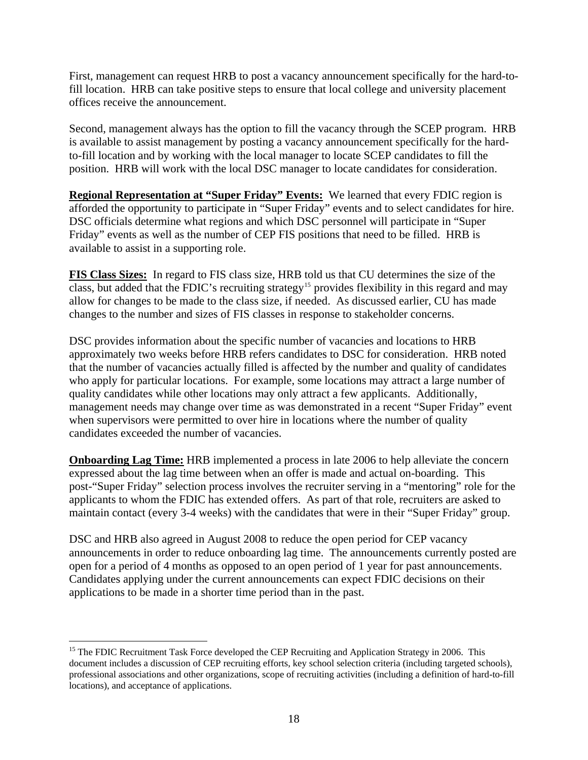First, management can request HRB to post a vacancy announcement specifically for the hard-to-fill location. HRB can take positive steps to ensure that local college and university placement offices receive the announcement.

Second, management always has the option to fill the vacancy through the SCEP program. HRB is available to assist management by posting a vacancy announcement specifically for the hard-to-fill location and by working with the local manager to locate SCEP candidates to fill the position. HRB will work with the local DSC manager to locate candidates for consideration.

**Regional Representation at "Super Friday" Events:** We learned that every FDIC region is afforded the opportunity to participate in "Super Friday" events and to select candidates for hire. DSC officials determine what regions and which DSC personnel will participate in "Super Friday" events as well as the number of CEP FIS positions that need to be filled. HRB is available to assist in a supporting role.

**FIS Class Sizes:** In regard to FIS class size, HRB told us that CU determines the size of the class, but added that the FDIC's recruiting strategy[15] provides flexibility in this regard and may allow for changes to be made to the class size, if needed. As discussed earlier, CU has made changes to the number and sizes of FIS classes in response to stakeholder concerns.

DSC provides information about the specific number of vacancies and locations to HRB approximately two weeks before HRB refers candidates to DSC for consideration. HRB noted that the number of vacancies actually filled is affected by the number and quality of candidates who apply for particular locations. For example, some locations may attract a large number of quality candidates while other locations may only attract a few applicants. Additionally, management needs may change over time as was demonstrated in a recent "Super Friday" event when supervisors were permitted to over hire in locations where the number of quality candidates exceeded the number of vacancies.

**Onboarding Lag Time:** HRB implemented a process in late 2006 to help alleviate the concern expressed about the lag time between when an offer is made and actual on-boarding. This post-"Super Friday" selection process involves the recruiter serving in a "mentoring" role for the applicants to whom the FDIC has extended offers. As part of that role, recruiters are asked to maintain contact (every 3-4 weeks) with the candidates that were in their "Super Friday" group.

DSC and HRB also agreed in August 2008 to reduce the open period for CEP vacancy announcements in order to reduce onboarding lag time. The announcements currently posted are open for a period of 4 months as opposed to an open period of 1 year for past announcements. Candidates applying under the current announcements can expect FDIC decisions on their applications to be made in a shorter time period than in the past.

---

[15] The FDIC Recruitment Task Force developed the CEP Recruiting and Application Strategy in 2006. This document includes a discussion of CEP recruiting efforts, key school selection criteria (including targeted schools), professional associations and other organizations, scope of recruiting activities (including a definition of hard-to-fill locations), and acceptance of applications.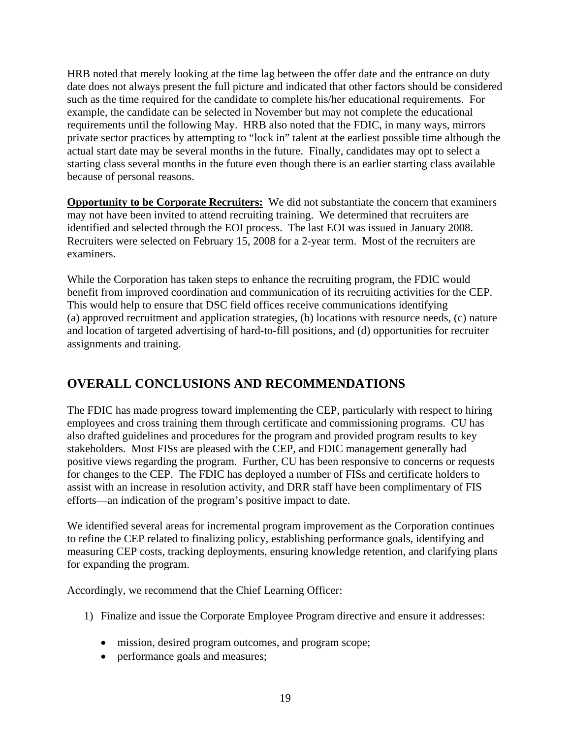HRB noted that merely looking at the time lag between the offer date and the entrance on duty date does not always present the full picture and indicated that other factors should be considered such as the time required for the candidate to complete his/her educational requirements. For example, the candidate can be selected in November but may not complete the educational requirements until the following May. HRB also noted that the FDIC, in many ways, mirrors private sector practices by attempting to "lock in" talent at the earliest possible time although the actual start date may be several months in the future. Finally, candidates may opt to select a starting class several months in the future even though there is an earlier starting class available because of personal reasons.

**Opportunity to be Corporate Recruiters:** We did not substantiate the concern that examiners may not have been invited to attend recruiting training. We determined that recruiters are identified and selected through the EOI process. The last EOI was issued in January 2008. Recruiters were selected on February 15, 2008 for a 2-year term. Most of the recruiters are examiners.

While the Corporation has taken steps to enhance the recruiting program, the FDIC would benefit from improved coordination and communication of its recruiting activities for the CEP. This would help to ensure that DSC field offices receive communications identifying (a) approved recruitment and application strategies, (b) locations with resource needs, (c) nature and location of targeted advertising of hard-to-fill positions, and (d) opportunities for recruiter assignments and training.

## OVERALL CONCLUSIONS AND RECOMMENDATIONS

The FDIC has made progress toward implementing the CEP, particularly with respect to hiring employees and cross training them through certificate and commissioning programs. CU has also drafted guidelines and procedures for the program and provided program results to key stakeholders. Most FISs are pleased with the CEP, and FDIC management generally had positive views regarding the program. Further, CU has been responsive to concerns or requests for changes to the CEP. The FDIC has deployed a number of FISs and certificate holders to assist with an increase in resolution activity, and DRR staff have been complimentary of FIS efforts—an indication of the program's positive impact to date.

We identified several areas for incremental program improvement as the Corporation continues to refine the CEP related to finalizing policy, establishing performance goals, identifying and measuring CEP costs, tracking deployments, ensuring knowledge retention, and clarifying plans for expanding the program.

Accordingly, we recommend that the Chief Learning Officer:

1) Finalize and issue the Corporate Employee Program directive and ensure it addresses:

    - mission, desired program outcomes, and program scope;
    - performance goals and measures;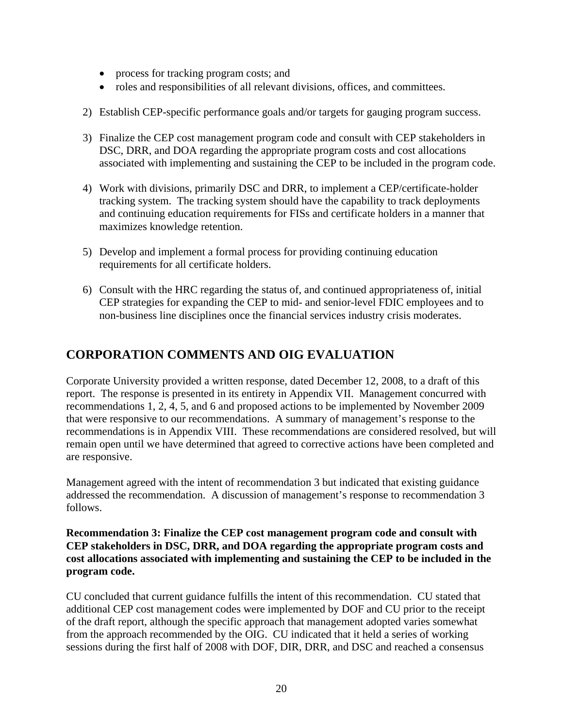- process for tracking program costs; and
- roles and responsibilities of all relevant divisions, offices, and committees.

2) Establish CEP-specific performance goals and/or targets for gauging program success.

3) Finalize the CEP cost management program code and consult with CEP stakeholders in DSC, DRR, and DOA regarding the appropriate program costs and cost allocations associated with implementing and sustaining the CEP to be included in the program code.

4) Work with divisions, primarily DSC and DRR, to implement a CEP/certificate-holder tracking system. The tracking system should have the capability to track deployments and continuing education requirements for FISs and certificate holders in a manner that maximizes knowledge retention.

5) Develop and implement a formal process for providing continuing education requirements for all certificate holders.

6) Consult with the HRC regarding the status of, and continued appropriateness of, initial CEP strategies for expanding the CEP to mid- and senior-level FDIC employees and to non-business line disciplines once the financial services industry crisis moderates.

## CORPORATION COMMENTS AND OIG EVALUATION

Corporate University provided a written response, dated December 12, 2008, to a draft of this report. The response is presented in its entirety in Appendix VII. Management concurred with recommendations 1, 2, 4, 5, and 6 and proposed actions to be implemented by November 2009 that were responsive to our recommendations. A summary of management's response to the recommendations is in Appendix VIII. These recommendations are considered resolved, but will remain open until we have determined that agreed to corrective actions have been completed and are responsive.

Management agreed with the intent of recommendation 3 but indicated that existing guidance addressed the recommendation. A discussion of management's response to recommendation 3 follows.

**Recommendation 3: Finalize the CEP cost management program code and consult with CEP stakeholders in DSC, DRR, and DOA regarding the appropriate program costs and cost allocations associated with implementing and sustaining the CEP to be included in the program code.**

CU concluded that current guidance fulfills the intent of this recommendation. CU stated that additional CEP cost management codes were implemented by DOF and CU prior to the receipt of the draft report, although the specific approach that management adopted varies somewhat from the approach recommended by the OIG. CU indicated that it held a series of working sessions during the first half of 2008 with DOF, DIR, DRR, and DSC and reached a consensus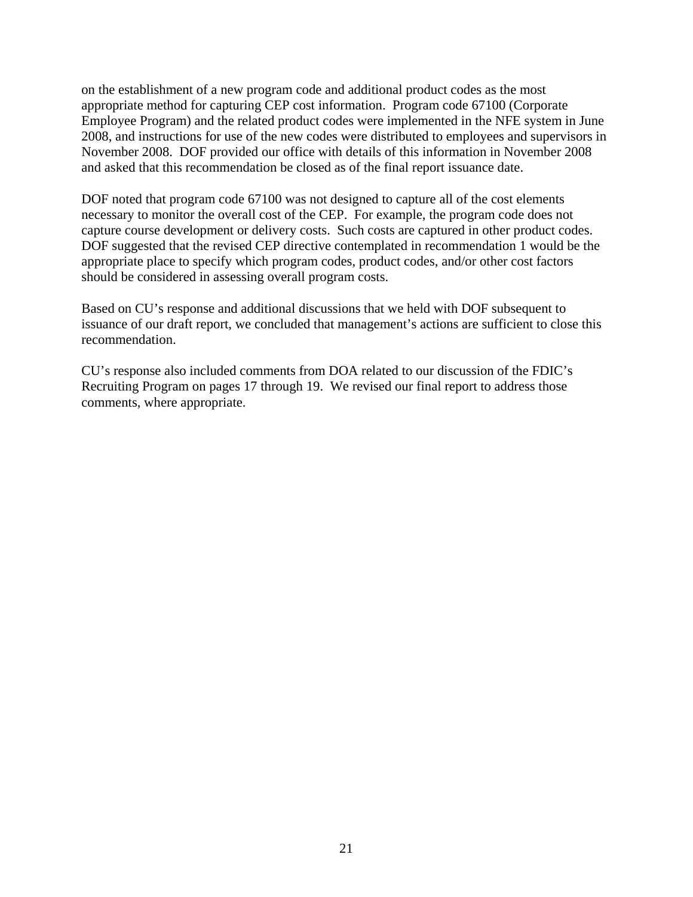on the establishment of a new program code and additional product codes as the most appropriate method for capturing CEP cost information. Program code 67100 (Corporate Employee Program) and the related product codes were implemented in the NFE system in June 2008, and instructions for use of the new codes were distributed to employees and supervisors in November 2008. DOF provided our office with details of this information in November 2008 and asked that this recommendation be closed as of the final report issuance date.

DOF noted that program code 67100 was not designed to capture all of the cost elements necessary to monitor the overall cost of the CEP. For example, the program code does not capture course development or delivery costs. Such costs are captured in other product codes. DOF suggested that the revised CEP directive contemplated in recommendation 1 would be the appropriate place to specify which program codes, product codes, and/or other cost factors should be considered in assessing overall program costs.

Based on CU's response and additional discussions that we held with DOF subsequent to issuance of our draft report, we concluded that management's actions are sufficient to close this recommendation.

CU's response also included comments from DOA related to our discussion of the FDIC's Recruiting Program on pages 17 through 19. We revised our final report to address those comments, where appropriate.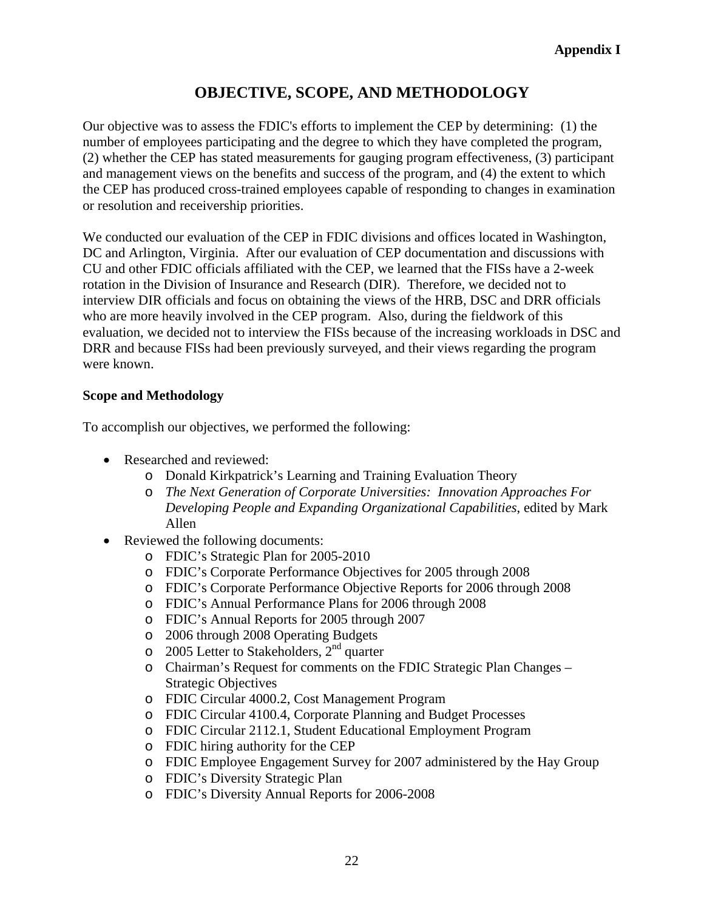**Appendix I**

# OBJECTIVE, SCOPE, AND METHODOLOGY

Our objective was to assess the FDIC's efforts to implement the CEP by determining: (1) the number of employees participating and the degree to which they have completed the program, (2) whether the CEP has stated measurements for gauging program effectiveness, (3) participant and management views on the benefits and success of the program, and (4) the extent to which the CEP has produced cross-trained employees capable of responding to changes in examination or resolution and receivership priorities.

We conducted our evaluation of the CEP in FDIC divisions and offices located in Washington, DC and Arlington, Virginia. After our evaluation of CEP documentation and discussions with CU and other FDIC officials affiliated with the CEP, we learned that the FISs have a 2-week rotation in the Division of Insurance and Research (DIR). Therefore, we decided not to interview DIR officials and focus on obtaining the views of the HRB, DSC and DRR officials who are more heavily involved in the CEP program. Also, during the fieldwork of this evaluation, we decided not to interview the FISs because of the increasing workloads in DSC and DRR and because FISs had been previously surveyed, and their views regarding the program were known.

**Scope and Methodology**

To accomplish our objectives, we performed the following:

- Researched and reviewed:
  - Donald Kirkpatrick's Learning and Training Evaluation Theory
  - *The Next Generation of Corporate Universities: Innovation Approaches For Developing People and Expanding Organizational Capabilities*, edited by Mark Allen
- Reviewed the following documents:
  - FDIC's Strategic Plan for 2005-2010
  - FDIC's Corporate Performance Objectives for 2005 through 2008
  - FDIC's Corporate Performance Objective Reports for 2006 through 2008
  - FDIC's Annual Performance Plans for 2006 through 2008
  - FDIC's Annual Reports for 2005 through 2007
  - 2006 through 2008 Operating Budgets
  - 2005 Letter to Stakeholders, 2nd quarter
  - Chairman's Request for comments on the FDIC Strategic Plan Changes – Strategic Objectives
  - FDIC Circular 4000.2, Cost Management Program
  - FDIC Circular 4100.4, Corporate Planning and Budget Processes
  - FDIC Circular 2112.1, Student Educational Employment Program
  - FDIC hiring authority for the CEP
  - FDIC Employee Engagement Survey for 2007 administered by the Hay Group
  - FDIC's Diversity Strategic Plan
  - FDIC's Diversity Annual Reports for 2006-2008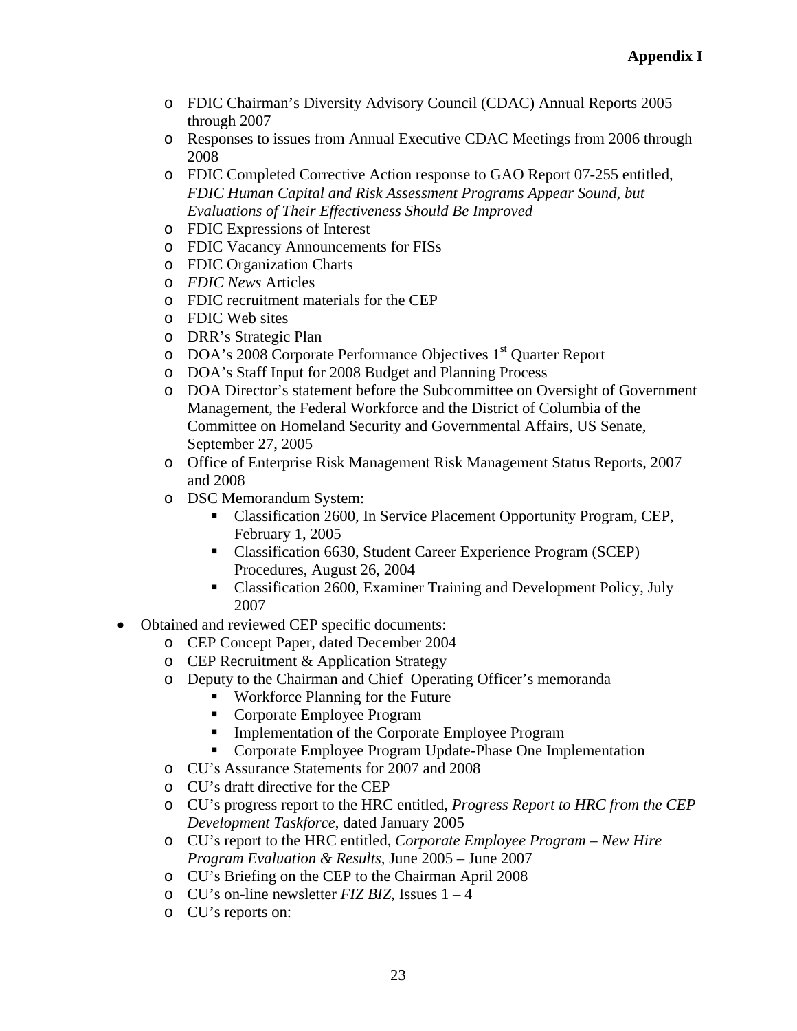**Appendix I**

- FDIC Chairman's Diversity Advisory Council (CDAC) Annual Reports 2005 through 2007
- Responses to issues from Annual Executive CDAC Meetings from 2006 through 2008
- FDIC Completed Corrective Action response to GAO Report 07-255 entitled, *FDIC Human Capital and Risk Assessment Programs Appear Sound, but Evaluations of Their Effectiveness Should Be Improved*
- FDIC Expressions of Interest
- FDIC Vacancy Announcements for FISs
- FDIC Organization Charts
- *FDIC News* Articles
- FDIC recruitment materials for the CEP
- FDIC Web sites
- DRR's Strategic Plan
- DOA's 2008 Corporate Performance Objectives 1st Quarter Report
- DOA's Staff Input for 2008 Budget and Planning Process
- DOA Director's statement before the Subcommittee on Oversight of Government Management, the Federal Workforce and the District of Columbia of the Committee on Homeland Security and Governmental Affairs, US Senate, September 27, 2005
- Office of Enterprise Risk Management Risk Management Status Reports, 2007 and 2008
- DSC Memorandum System:
  - Classification 2600, In Service Placement Opportunity Program, CEP, February 1, 2005
  - Classification 6630, Student Career Experience Program (SCEP) Procedures, August 26, 2004
  - Classification 2600, Examiner Training and Development Policy, July 2007

- Obtained and reviewed CEP specific documents:
  - CEP Concept Paper, dated December 2004
  - CEP Recruitment & Application Strategy
  - Deputy to the Chairman and Chief Operating Officer's memoranda
    - Workforce Planning for the Future
    - Corporate Employee Program
    - Implementation of the Corporate Employee Program
    - Corporate Employee Program Update-Phase One Implementation
  - CU's Assurance Statements for 2007 and 2008
  - CU's draft directive for the CEP
  - CU's progress report to the HRC entitled, *Progress Report to HRC from the CEP Development Taskforce*, dated January 2005
  - CU's report to the HRC entitled, *Corporate Employee Program – New Hire Program Evaluation & Results*, June 2005 – June 2007
  - CU's Briefing on the CEP to the Chairman April 2008
  - CU's on-line newsletter *FIZ BIZ*, Issues 1 – 4
  - CU's reports on: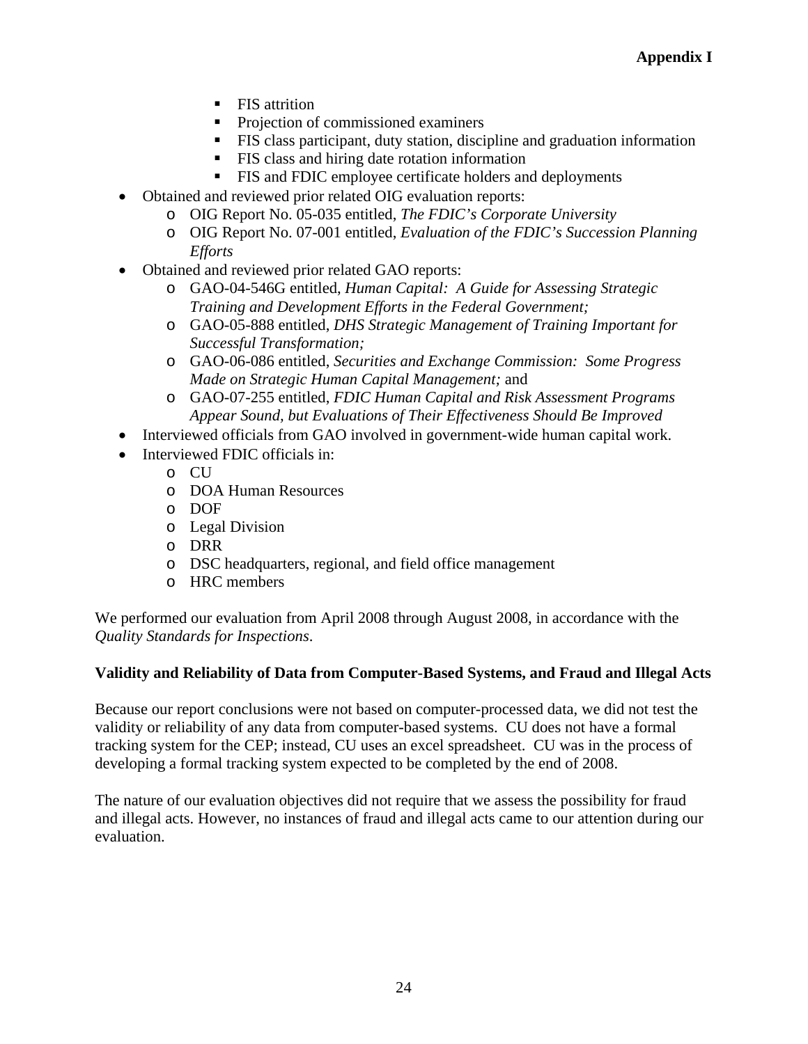- FIS attrition
  - Projection of commissioned examiners
  - FIS class participant, duty station, discipline and graduation information
  - FIS class and hiring date rotation information
  - FIS and FDIC employee certificate holders and deployments
- Obtained and reviewed prior related OIG evaluation reports:
  - OIG Report No. 05-035 entitled, *The FDIC's Corporate University*
  - OIG Report No. 07-001 entitled, *Evaluation of the FDIC's Succession Planning Efforts*
- Obtained and reviewed prior related GAO reports:
  - GAO-04-546G entitled, *Human Capital: A Guide for Assessing Strategic Training and Development Efforts in the Federal Government;*
  - GAO-05-888 entitled, *DHS Strategic Management of Training Important for Successful Transformation;*
  - GAO-06-086 entitled, *Securities and Exchange Commission: Some Progress Made on Strategic Human Capital Management;* and
  - GAO-07-255 entitled, *FDIC Human Capital and Risk Assessment Programs Appear Sound, but Evaluations of Their Effectiveness Should Be Improved*
- Interviewed officials from GAO involved in government-wide human capital work.
- Interviewed FDIC officials in:
  - CU
  - DOA Human Resources
  - DOF
  - Legal Division
  - DRR
  - DSC headquarters, regional, and field office management
  - HRC members

We performed our evaluation from April 2008 through August 2008, in accordance with the *Quality Standards for Inspections*.

**Validity and Reliability of Data from Computer-Based Systems, and Fraud and Illegal Acts**

Because our report conclusions were not based on computer-processed data, we did not test the validity or reliability of any data from computer-based systems. CU does not have a formal tracking system for the CEP; instead, CU uses an excel spreadsheet. CU was in the process of developing a formal tracking system expected to be completed by the end of 2008.

The nature of our evaluation objectives did not require that we assess the possibility for fraud and illegal acts. However, no instances of fraud and illegal acts came to our attention during our evaluation.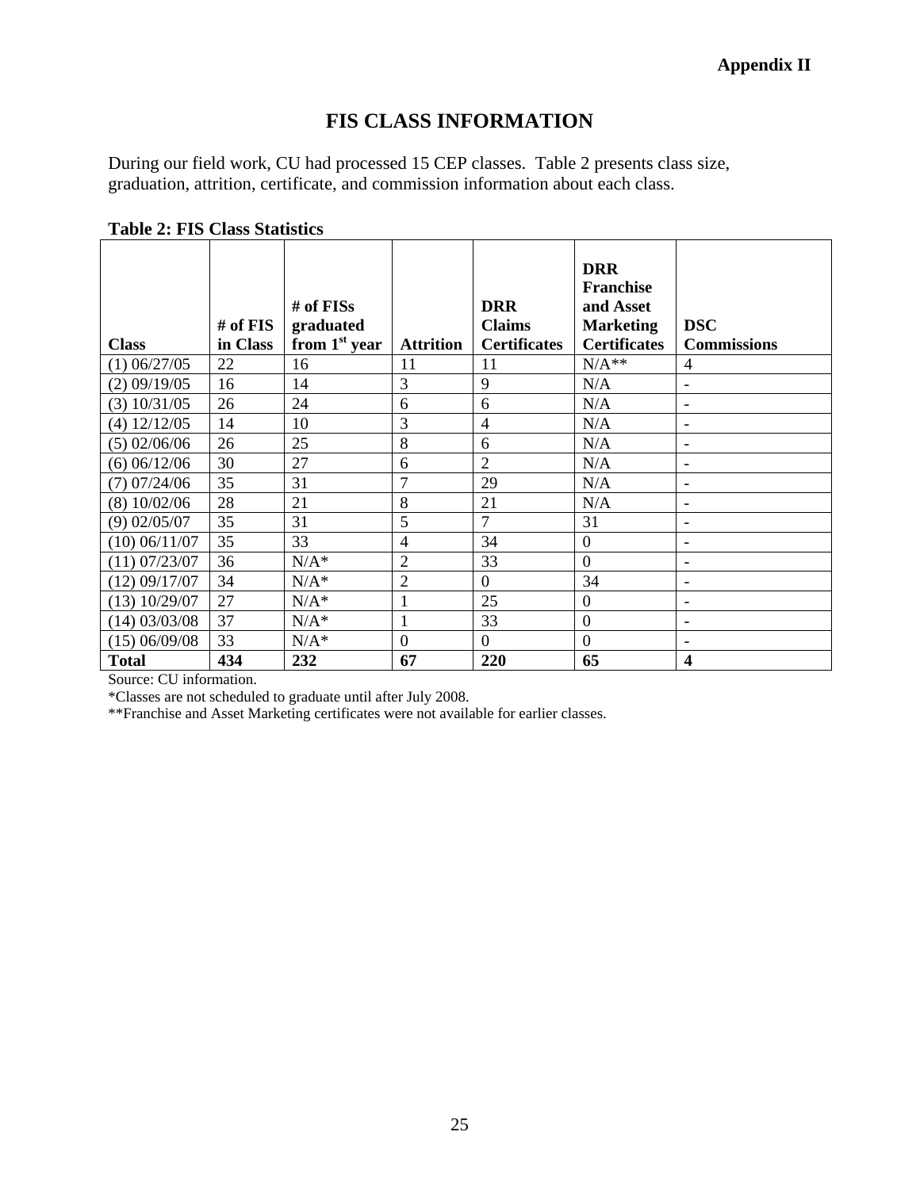Appendix II

# FIS CLASS INFORMATION

During our field work, CU had processed 15 CEP classes. Table 2 presents class size, graduation, attrition, certificate, and commission information about each class.

**Table 2: FIS Class Statistics**

| Class | # of FIS in Class | # of FISs graduated from 1st year | Attrition | DRR Claims Certificates | DRR Franchise and Asset Marketing Certificates | DSC Commissions |
|---|---|---|---|---|---|---|
| (1) 06/27/05 | 22 | 16 | 11 | 11 | N/A** | 4 |
| (2) 09/19/05 | 16 | 14 | 3 | 9 | N/A | - |
| (3) 10/31/05 | 26 | 24 | 6 | 6 | N/A | - |
| (4) 12/12/05 | 14 | 10 | 3 | 4 | N/A | - |
| (5) 02/06/06 | 26 | 25 | 8 | 6 | N/A | - |
| (6) 06/12/06 | 30 | 27 | 6 | 2 | N/A | - |
| (7) 07/24/06 | 35 | 31 | 7 | 29 | N/A | - |
| (8) 10/02/06 | 28 | 21 | 8 | 21 | N/A | - |
| (9) 02/05/07 | 35 | 31 | 5 | 7 | 31 | - |
| (10) 06/11/07 | 35 | 33 | 4 | 34 | 0 | - |
| (11) 07/23/07 | 36 | N/A* | 2 | 33 | 0 | - |
| (12) 09/17/07 | 34 | N/A* | 2 | 0 | 34 | - |
| (13) 10/29/07 | 27 | N/A* | 1 | 25 | 0 | - |
| (14) 03/03/08 | 37 | N/A* | 1 | 33 | 0 | - |
| (15) 06/09/08 | 33 | N/A* | 0 | 0 | 0 | - |
| **Total** | **434** | **232** | **67** | **220** | **65** | **4** |

Source: CU information.

*Classes are not scheduled to graduate until after July 2008.

**Franchise and Asset Marketing certificates were not available for earlier classes.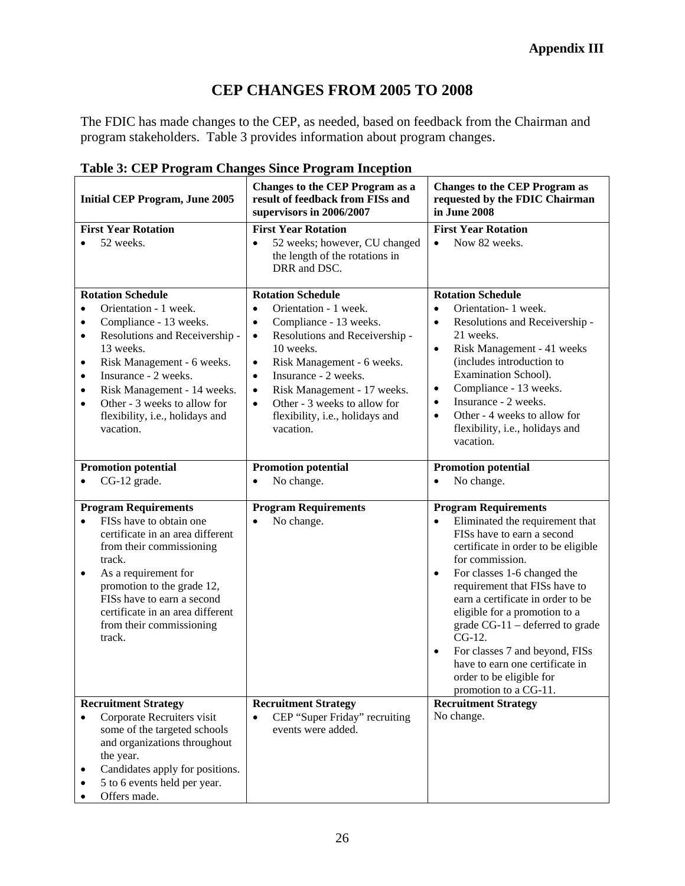**Appendix III**

# CEP CHANGES FROM 2005 TO 2008

The FDIC has made changes to the CEP, as needed, based on feedback from the Chairman and program stakeholders. Table 3 provides information about program changes.

**Table 3: CEP Program Changes Since Program Inception**

| Initial CEP Program, June 2005 | Changes to the CEP Program as a result of feedback from FISs and supervisors in 2006/2007 | Changes to the CEP Program as requested by the FDIC Chairman in June 2008 |
|---|---|---|
| **First Year Rotation**<br>• 52 weeks. | **First Year Rotation**<br>• 52 weeks; however, CU changed the length of the rotations in DRR and DSC. | **First Year Rotation**<br>• Now 82 weeks. |
| **Rotation Schedule**<br>• Orientation - 1 week.<br>• Compliance - 13 weeks.<br>• Resolutions and Receivership - 13 weeks.<br>• Risk Management - 6 weeks.<br>• Insurance - 2 weeks.<br>• Risk Management - 14 weeks.<br>• Other - 3 weeks to allow for flexibility, i.e., holidays and vacation. | **Rotation Schedule**<br>• Orientation - 1 week.<br>• Compliance - 13 weeks.<br>• Resolutions and Receivership - 10 weeks.<br>• Risk Management - 6 weeks.<br>• Insurance - 2 weeks.<br>• Risk Management - 17 weeks.<br>• Other - 3 weeks to allow for flexibility, i.e., holidays and vacation. | **Rotation Schedule**<br>• Orientation- 1 week.<br>• Resolutions and Receivership - 21 weeks.<br>• Risk Management - 41 weeks (includes introduction to Examination School).<br>• Compliance - 13 weeks.<br>• Insurance - 2 weeks.<br>• Other - 4 weeks to allow for flexibility, i.e., holidays and vacation. |
| **Promotion potential**<br>• CG-12 grade. | **Promotion potential**<br>• No change. | **Promotion potential**<br>• No change. |
| **Program Requirements**<br>• FISs have to obtain one certificate in an area different from their commissioning track.<br>• As a requirement for promotion to the grade 12, FISs have to earn a second certificate in an area different from their commissioning track. | **Program Requirements**<br>• No change. | **Program Requirements**<br>• Eliminated the requirement that FISs have to earn a second certificate in order to be eligible for commission.<br>• For classes 1-6 changed the requirement that FISs have to earn a certificate in order to be eligible for a promotion to a grade CG-11 – deferred to grade CG-12.<br>• For classes 7 and beyond, FISs have to earn one certificate in order to be eligible for promotion to a CG-11. |
| **Recruitment Strategy**<br>• Corporate Recruiters visit some of the targeted schools and organizations throughout the year.<br>• Candidates apply for positions.<br>• 5 to 6 events held per year.<br>• Offers made. | **Recruitment Strategy**<br>• CEP "Super Friday" recruiting events were added. | **Recruitment Strategy**<br>No change. |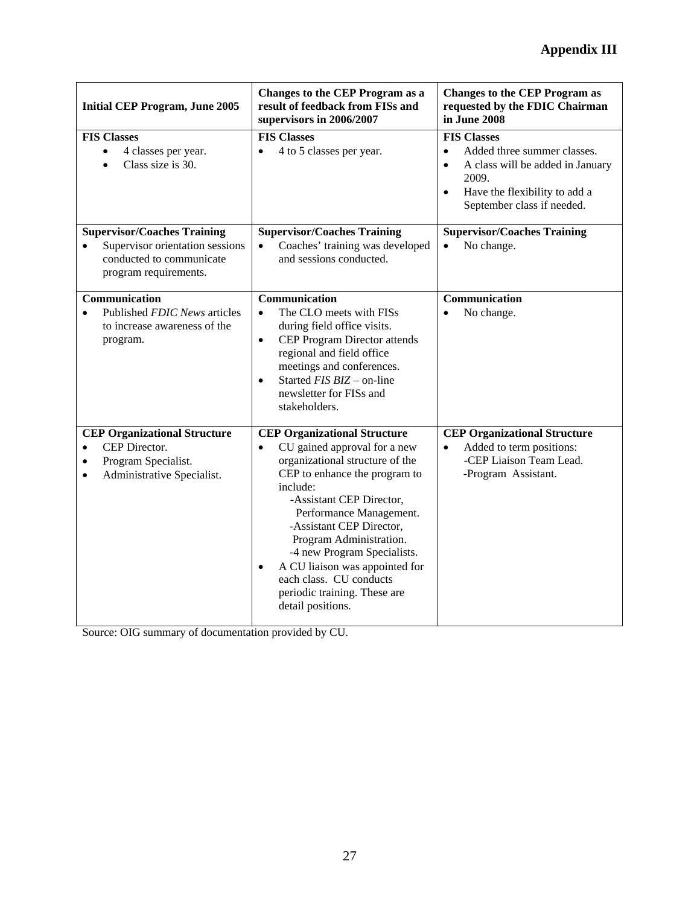# Appendix III

| Initial CEP Program, June 2005 | Changes to the CEP Program as a result of feedback from FISs and supervisors in 2006/2007 | Changes to the CEP Program as requested by the FDIC Chairman in June 2008 |
|---|---|---|
| **FIS Classes**<br>• 4 classes per year.<br>• Class size is 30. | **FIS Classes**<br>• 4 to 5 classes per year. | **FIS Classes**<br>• Added three summer classes.<br>• A class will be added in January 2009.<br>• Have the flexibility to add a September class if needed. |
| **Supervisor/Coaches Training**<br>• Supervisor orientation sessions conducted to communicate program requirements. | **Supervisor/Coaches Training**<br>• Coaches' training was developed and sessions conducted. | **Supervisor/Coaches Training**<br>• No change. |
| **Communication**<br>• Published *FDIC News* articles to increase awareness of the program. | **Communication**<br>• The CLO meets with FISs during field office visits.<br>• CEP Program Director attends regional and field office meetings and conferences.<br>• Started *FIS BIZ* – on-line newsletter for FISs and stakeholders. | **Communication**<br>• No change. |
| **CEP Organizational Structure**<br>• CEP Director.<br>• Program Specialist.<br>• Administrative Specialist. | **CEP Organizational Structure**<br>• CU gained approval for a new organizational structure of the CEP to enhance the program to include:<br>-Assistant CEP Director, Performance Management.<br>-Assistant CEP Director, Program Administration.<br>-4 new Program Specialists.<br>• A CU liaison was appointed for each class. CU conducts periodic training. These are detail positions. | **CEP Organizational Structure**<br>• Added to term positions:<br>-CEP Liaison Team Lead.<br>-Program Assistant. |

Source: OIG summary of documentation provided by CU.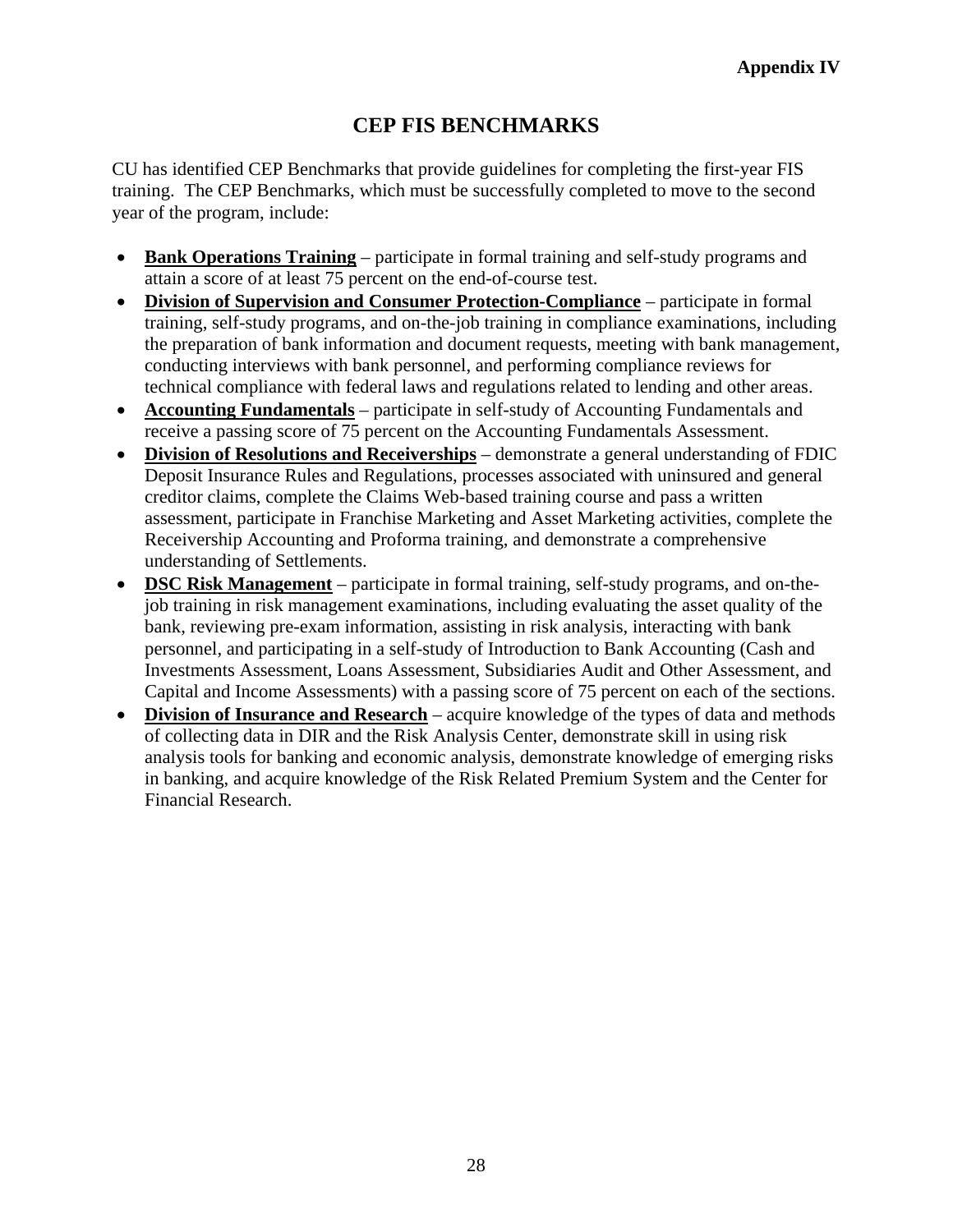**Appendix IV**

# CEP FIS BENCHMARKS

CU has identified CEP Benchmarks that provide guidelines for completing the first-year FIS training. The CEP Benchmarks, which must be successfully completed to move to the second year of the program, include:

- **Bank Operations Training** – participate in formal training and self-study programs and attain a score of at least 75 percent on the end-of-course test.
- **Division of Supervision and Consumer Protection-Compliance** – participate in formal training, self-study programs, and on-the-job training in compliance examinations, including the preparation of bank information and document requests, meeting with bank management, conducting interviews with bank personnel, and performing compliance reviews for technical compliance with federal laws and regulations related to lending and other areas.
- **Accounting Fundamentals** – participate in self-study of Accounting Fundamentals and receive a passing score of 75 percent on the Accounting Fundamentals Assessment.
- **Division of Resolutions and Receiverships** – demonstrate a general understanding of FDIC Deposit Insurance Rules and Regulations, processes associated with uninsured and general creditor claims, complete the Claims Web-based training course and pass a written assessment, participate in Franchise Marketing and Asset Marketing activities, complete the Receivership Accounting and Proforma training, and demonstrate a comprehensive understanding of Settlements.
- **DSC Risk Management** – participate in formal training, self-study programs, and on-the-job training in risk management examinations, including evaluating the asset quality of the bank, reviewing pre-exam information, assisting in risk analysis, interacting with bank personnel, and participating in a self-study of Introduction to Bank Accounting (Cash and Investments Assessment, Loans Assessment, Subsidiaries Audit and Other Assessment, and Capital and Income Assessments) with a passing score of 75 percent on each of the sections.
- **Division of Insurance and Research** – acquire knowledge of the types of data and methods of collecting data in DIR and the Risk Analysis Center, demonstrate skill in using risk analysis tools for banking and economic analysis, demonstrate knowledge of emerging risks in banking, and acquire knowledge of the Risk Related Premium System and the Center for Financial Research.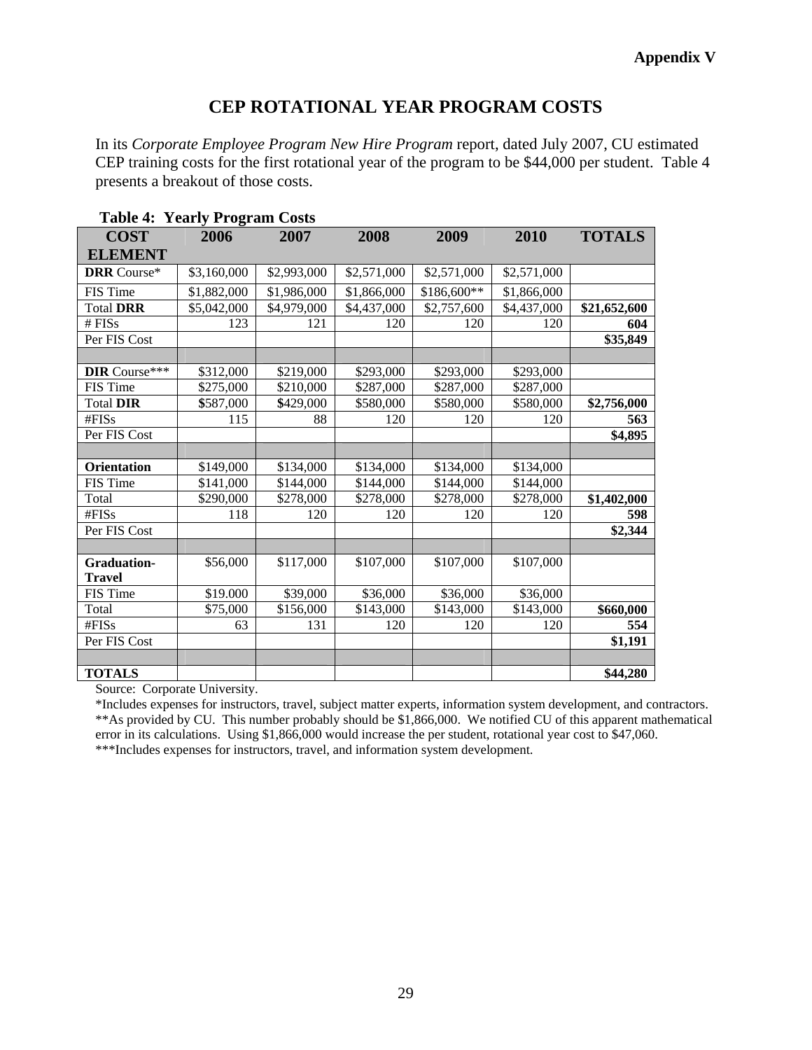**Appendix V**

# CEP ROTATIONAL YEAR PROGRAM COSTS

In its *Corporate Employee Program New Hire Program* report, dated July 2007, CU estimated CEP training costs for the first rotational year of the program to be $44,000 per student. Table 4 presents a breakout of those costs.

**Table 4: Yearly Program Costs**

| COST ELEMENT | 2006 | 2007 | 2008 | 2009 | 2010 | TOTALS |
|---|---|---|---|---|---|---|
| **DRR** Course* | $3,160,000 | $2,993,000 | $2,571,000 | $2,571,000 | $2,571,000 | |
| FIS Time | $1,882,000 | $1,986,000 | $1,866,000 | $186,600** | $1,866,000 | |
| Total **DRR** | $5,042,000 | $4,979,000 | $4,437,000 | $2,757,600 | $4,437,000 | **$21,652,600** |
| # FISs | 123 | 121 | 120 | 120 | 120 | **604** |
| Per FIS Cost | | | | | | **$35,849** |
| | | | | | | |
| **DIR** Course*** | $312,000 | $219,000 | $293,000 | $293,000 | $293,000 | |
| FIS Time | $275,000 | $210,000 | $287,000 | $287,000 | $287,000 | |
| Total **DIR** | **$**587,000 | **$**429,000 | $580,000 | $580,000 | $580,000 | **$2,756,000** |
| #FISs | 115 | 88 | 120 | 120 | 120 | **563** |
| Per FIS Cost | | | | | | **$4,895** |
| | | | | | | |
| **Orientation** | $149,000 | $134,000 | $134,000 | $134,000 | $134,000 | |
| FIS Time | $141,000 | $144,000 | $144,000 | $144,000 | $144,000 | |
| Total | $290,000 | $278,000 | $278,000 | $278,000 | $278,000 | **$1,402,000** |
| #FISs | 118 | 120 | 120 | 120 | 120 | **598** |
| Per FIS Cost | | | | | | **$2,344** |
| | | | | | | |
| **Graduation-Travel** | $56,000 | $117,000 | $107,000 | $107,000 | $107,000 | |
| FIS Time | $19.000 | $39,000 | $36,000 | $36,000 | $36,000 | |
| Total | $75,000 | $156,000 | $143,000 | $143,000 | $143,000 | **$660,000** |
| #FISs | 63 | 131 | 120 | 120 | 120 | **554** |
| Per FIS Cost | | | | | | **$1,191** |
| | | | | | | |
| **TOTALS** | | | | | | **$44,280** |

Source: Corporate University.

*Includes expenses for instructors, travel, subject matter experts, information system development, and contractors.

**As provided by CU. This number probably should be $1,866,000. We notified CU of this apparent mathematical error in its calculations. Using $1,866,000 would increase the per student, rotational year cost to $47,060.

***Includes expenses for instructors, travel, and information system development.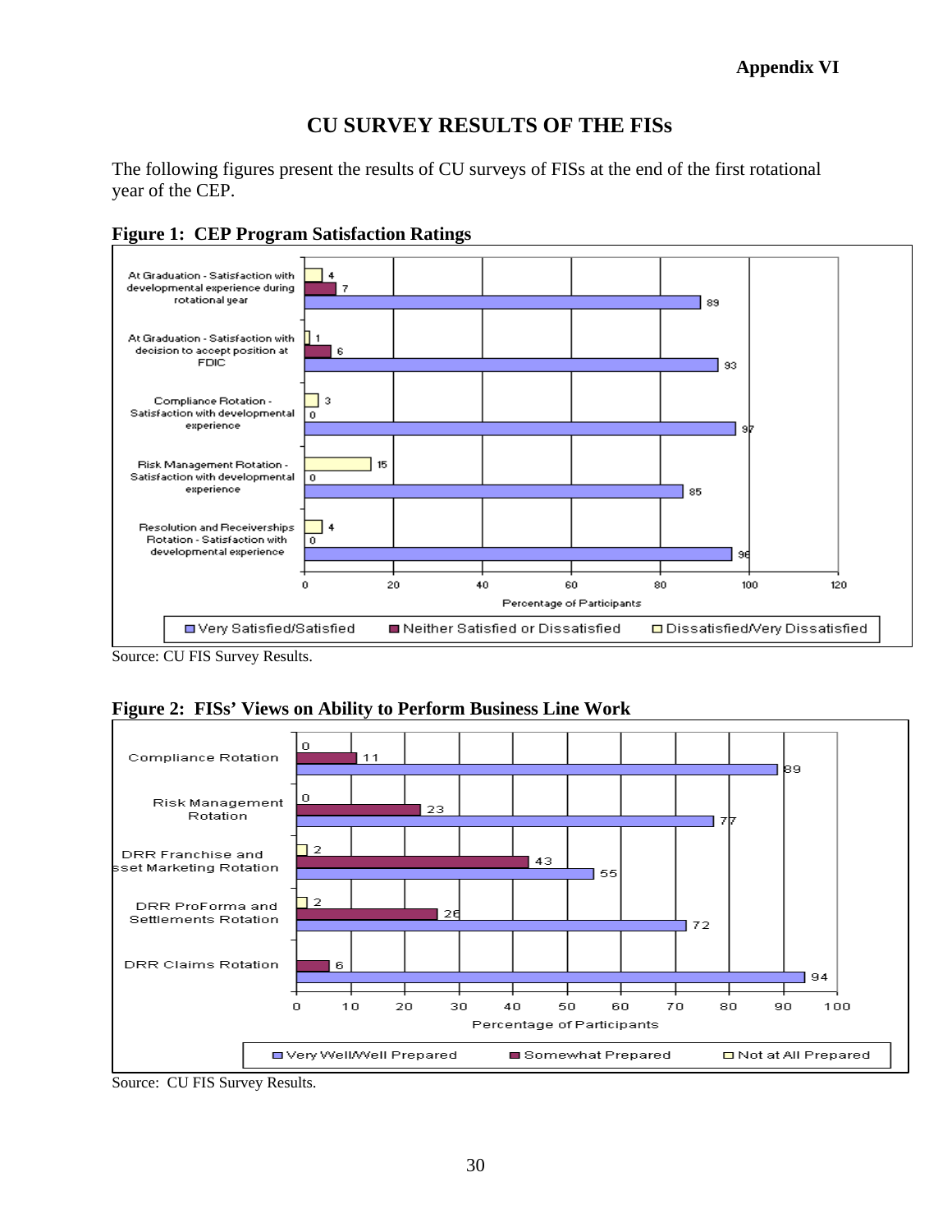**Appendix VI**

## CU SURVEY RESULTS OF THE FISs

The following figures present the results of CU surveys of FISs at the end of the first rotational year of the CEP.

**Figure 1: CEP Program Satisfaction Ratings**

| | Very Satisfied/Satisfied | Neither Satisfied or Dissatisfied | Dissatisfied/Very Dissatisfied |
|---|---|---|---|
| At Graduation - Satisfaction with developmental experience during rotational year | 89 | 7 | 4 |
| At Graduation - Satisfaction with decision to accept position at FDIC | 93 | 6 | 1 |
| Compliance Rotation - Satisfaction with developmental experience | 97 | 0 | 3 |
| Risk Management Rotation - Satisfaction with developmental experience | 85 | 0 | 15 |
| Resolution and Receiverships Rotation - Satisfaction with developmental experience | 96 | 0 | 4 |

Percentage of Participants

Source: CU FIS Survey Results.

**Figure 2: FISs' Views on Ability to Perform Business Line Work**

| | Very Well/Well Prepared | Somewhat Prepared | Not at All Prepared |
|---|---|---|---|
| Compliance Rotation | 89 | 11 | 0 |
| Risk Management Rotation | 77 | 23 | 0 |
| DRR Franchise and Asset Marketing Rotation | 55 | 43 | 2 |
| DRR ProForma and Settlements Rotation | 72 | 26 | 2 |
| DRR Claims Rotation | 94 | 6 | |

Percentage of Participants

Source: CU FIS Survey Results.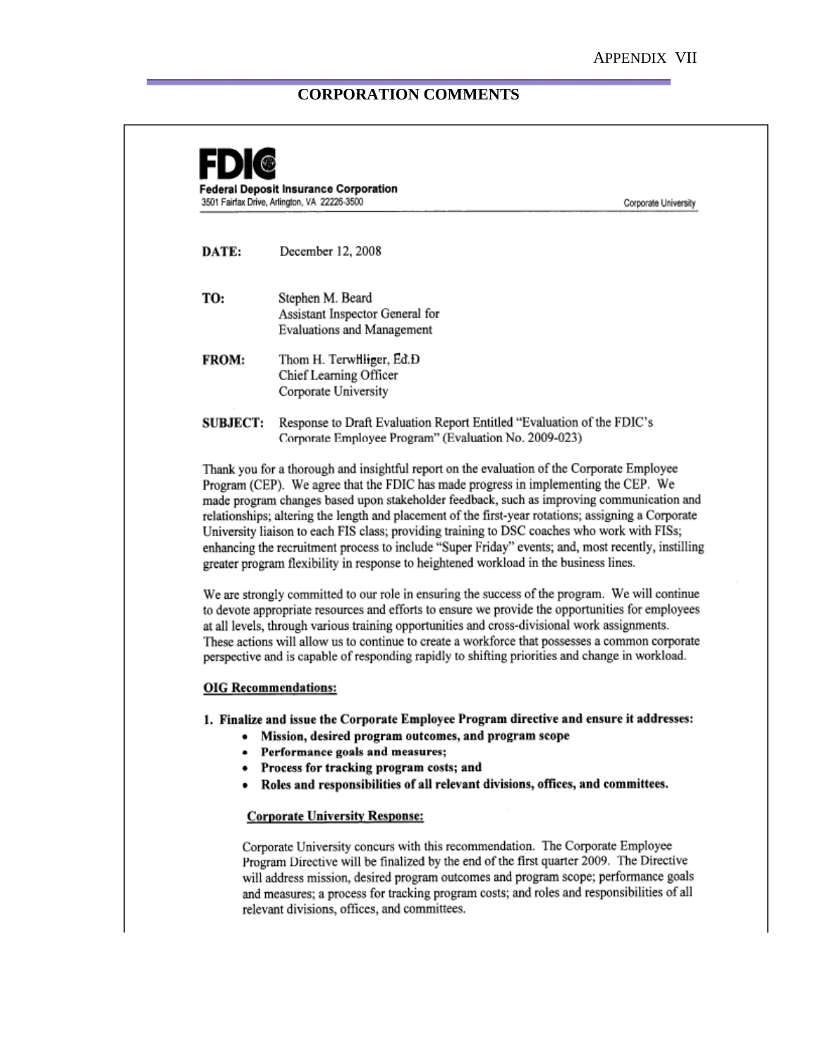APPENDIX VII

## CORPORATION COMMENTS

**FDIC**

**Federal Deposit Insurance Corporation**
3501 Fairfax Drive, Arlington, VA 22226-3500

Corporate University

**DATE:** December 12, 2008

**TO:** Stephen M. Beard
Assistant Inspector General for
Evaluations and Management

**FROM:** Thom H. Terwilliger, Ed.D
Chief Learning Officer
Corporate University

**SUBJECT:** Response to Draft Evaluation Report Entitled "Evaluation of the FDIC's Corporate Employee Program" (Evaluation No. 2009-023)

Thank you for a thorough and insightful report on the evaluation of the Corporate Employee Program (CEP). We agree that the FDIC has made progress in implementing the CEP. We made program changes based upon stakeholder feedback, such as improving communication and relationships; altering the length and placement of the first-year rotations; assigning a Corporate University liaison to each FIS class; providing training to DSC coaches who work with FISs; enhancing the recruitment process to include "Super Friday" events; and, most recently, instilling greater program flexibility in response to heightened workload in the business lines.

We are strongly committed to our role in ensuring the success of the program. We will continue to devote appropriate resources and efforts to ensure we provide the opportunities for employees at all levels, through various training opportunities and cross-divisional work assignments. These actions will allow us to continue to create a workforce that possesses a common corporate perspective and is capable of responding rapidly to shifting priorities and change in workload.

**OIG Recommendations:**

**1. Finalize and issue the Corporate Employee Program directive and ensure it addresses:**

- **Mission, desired program outcomes, and program scope**
- **Performance goals and measures;**
- **Process for tracking program costs; and**
- **Roles and responsibilities of all relevant divisions, offices, and committees.**

**Corporate University Response:**

Corporate University concurs with this recommendation. The Corporate Employee Program Directive will be finalized by the end of the first quarter 2009. The Directive will address mission, desired program outcomes and program scope; performance goals and measures; a process for tracking program costs; and roles and responsibilities of all relevant divisions, offices, and committees.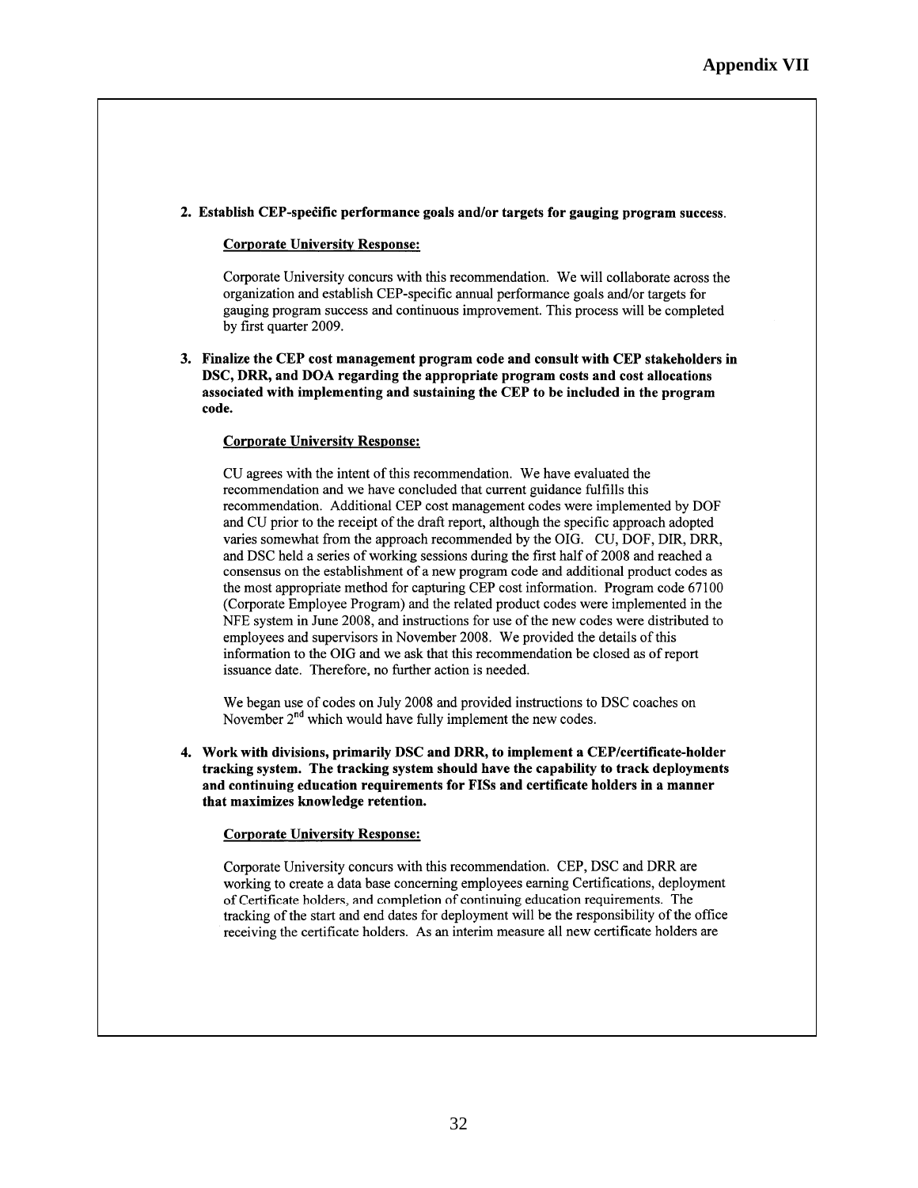# Appendix VII

**2. Establish CEP-specific performance goals and/or targets for gauging program success.**

**Corporate University Response:**

Corporate University concurs with this recommendation. We will collaborate across the organization and establish CEP-specific annual performance goals and/or targets for gauging program success and continuous improvement. This process will be completed by first quarter 2009.

**3. Finalize the CEP cost management program code and consult with CEP stakeholders in DSC, DRR, and DOA regarding the appropriate program costs and cost allocations associated with implementing and sustaining the CEP to be included in the program code.**

**Corporate University Response:**

CU agrees with the intent of this recommendation. We have evaluated the recommendation and we have concluded that current guidance fulfills this recommendation. Additional CEP cost management codes were implemented by DOF and CU prior to the receipt of the draft report, although the specific approach adopted varies somewhat from the approach recommended by the OIG. CU, DOF, DIR, DRR, and DSC held a series of working sessions during the first half of 2008 and reached a consensus on the establishment of a new program code and additional product codes as the most appropriate method for capturing CEP cost information. Program code 67100 (Corporate Employee Program) and the related product codes were implemented in the NFE system in June 2008, and instructions for use of the new codes were distributed to employees and supervisors in November 2008. We provided the details of this information to the OIG and we ask that this recommendation be closed as of report issuance date. Therefore, no further action is needed.

We began use of codes on July 2008 and provided instructions to DSC coaches on November 2nd which would have fully implement the new codes.

**4. Work with divisions, primarily DSC and DRR, to implement a CEP/certificate-holder tracking system. The tracking system should have the capability to track deployments and continuing education requirements for FISs and certificate holders in a manner that maximizes knowledge retention.**

**Corporate University Response:**

Corporate University concurs with this recommendation. CEP, DSC and DRR are working to create a data base concerning employees earning Certifications, deployment of Certificate holders, and completion of continuing education requirements. The tracking of the start and end dates for deployment will be the responsibility of the office receiving the certificate holders. As an interim measure all new certificate holders are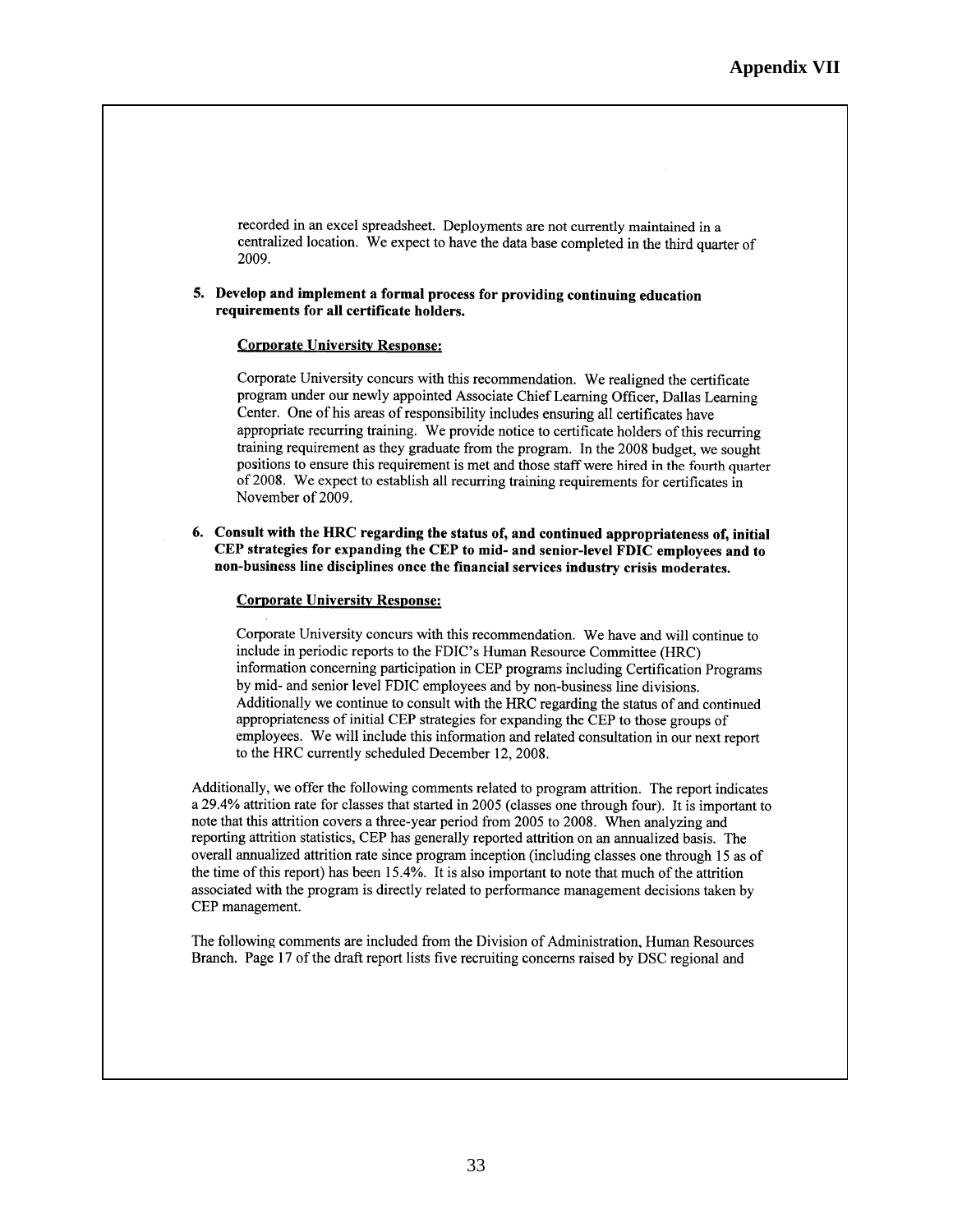# Appendix VII

recorded in an excel spreadsheet. Deployments are not currently maintained in a centralized location. We expect to have the data base completed in the third quarter of 2009.

5. **Develop and implement a formal process for providing continuing education requirements for all certificate holders.**

   <u>Corporate University Response:</u>

   Corporate University concurs with this recommendation. We realigned the certificate program under our newly appointed Associate Chief Learning Officer, Dallas Learning Center. One of his areas of responsibility includes ensuring all certificates have appropriate recurring training. We provide notice to certificate holders of this recurring training requirement as they graduate from the program. In the 2008 budget, we sought positions to ensure this requirement is met and those staff were hired in the fourth quarter of 2008. We expect to establish all recurring training requirements for certificates in November of 2009.

6. **Consult with the HRC regarding the status of, and continued appropriateness of, initial CEP strategies for expanding the CEP to mid- and senior-level FDIC employees and to non-business line disciplines once the financial services industry crisis moderates.**

   <u>Corporate University Response:</u>

   Corporate University concurs with this recommendation. We have and will continue to include in periodic reports to the FDIC's Human Resource Committee (HRC) information concerning participation in CEP programs including Certification Programs by mid- and senior level FDIC employees and by non-business line divisions. Additionally we continue to consult with the HRC regarding the status of and continued appropriateness of initial CEP strategies for expanding the CEP to those groups of employees. We will include this information and related consultation in our next report to the HRC currently scheduled December 12, 2008.

Additionally, we offer the following comments related to program attrition. The report indicates a 29.4% attrition rate for classes that started in 2005 (classes one through four). It is important to note that this attrition covers a three-year period from 2005 to 2008. When analyzing and reporting attrition statistics, CEP has generally reported attrition on an annualized basis. The overall annualized attrition rate since program inception (including classes one through 15 as of the time of this report) has been 15.4%. It is also important to note that much of the attrition associated with the program is directly related to performance management decisions taken by CEP management.

The following comments are included from the Division of Administration, Human Resources Branch. Page 17 of the draft report lists five recruiting concerns raised by DSC regional and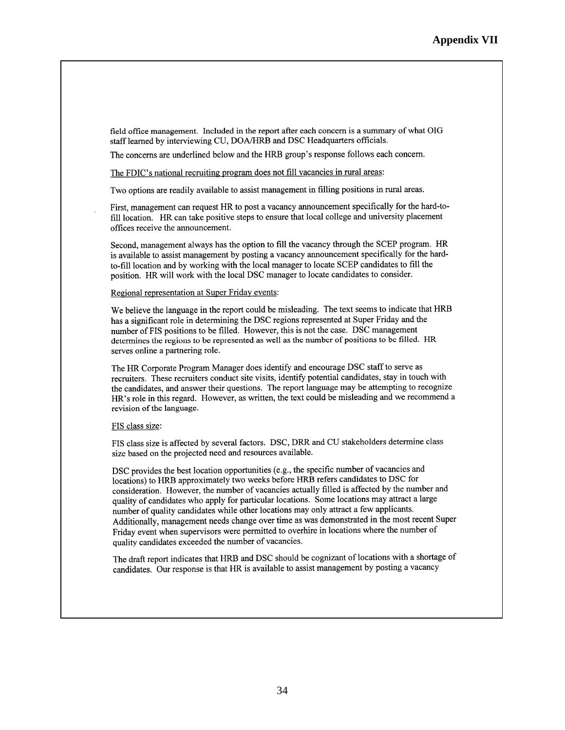# Appendix VII

field office management. Included in the report after each concern is a summary of what OIG staff learned by interviewing CU, DOA/HRB and DSC Headquarters officials.

The concerns are underlined below and the HRB group's response follows each concern.

<u>The FDIC's national recruiting program does not fill vacancies in rural areas</u>:

Two options are readily available to assist management in filling positions in rural areas.

First, management can request HR to post a vacancy announcement specifically for the hard-to-fill location. HR can take positive steps to ensure that local college and university placement offices receive the announcement.

Second, management always has the option to fill the vacancy through the SCEP program. HR is available to assist management by posting a vacancy announcement specifically for the hard-to-fill location and by working with the local manager to locate SCEP candidates to fill the position. HR will work with the local DSC manager to locate candidates to consider.

<u>Regional representation at Super Friday events</u>:

We believe the language in the report could be misleading. The text seems to indicate that HRB has a significant role in determining the DSC regions represented at Super Friday and the number of FIS positions to be filled. However, this is not the case. DSC management determines the regions to be represented as well as the number of positions to be filled. HR serves online a partnering role.

The HR Corporate Program Manager does identify and encourage DSC staff to serve as recruiters. These recruiters conduct site visits, identify potential candidates, stay in touch with the candidates, and answer their questions. The report language may be attempting to recognize HR's role in this regard. However, as written, the text could be misleading and we recommend a revision of the language.

<u>FIS class size</u>:

FIS class size is affected by several factors. DSC, DRR and CU stakeholders determine class size based on the projected need and resources available.

DSC provides the best location opportunities (e.g., the specific number of vacancies and locations) to HRB approximately two weeks before HRB refers candidates to DSC for consideration. However, the number of vacancies actually filled is affected by the number and quality of candidates who apply for particular locations. Some locations may attract a large number of quality candidates while other locations may only attract a few applicants. Additionally, management needs change over time as was demonstrated in the most recent Super Friday event when supervisors were permitted to overhire in locations where the number of quality candidates exceeded the number of vacancies.

The draft report indicates that HRB and DSC should be cognizant of locations with a shortage of candidates. Our response is that HR is available to assist management by posting a vacancy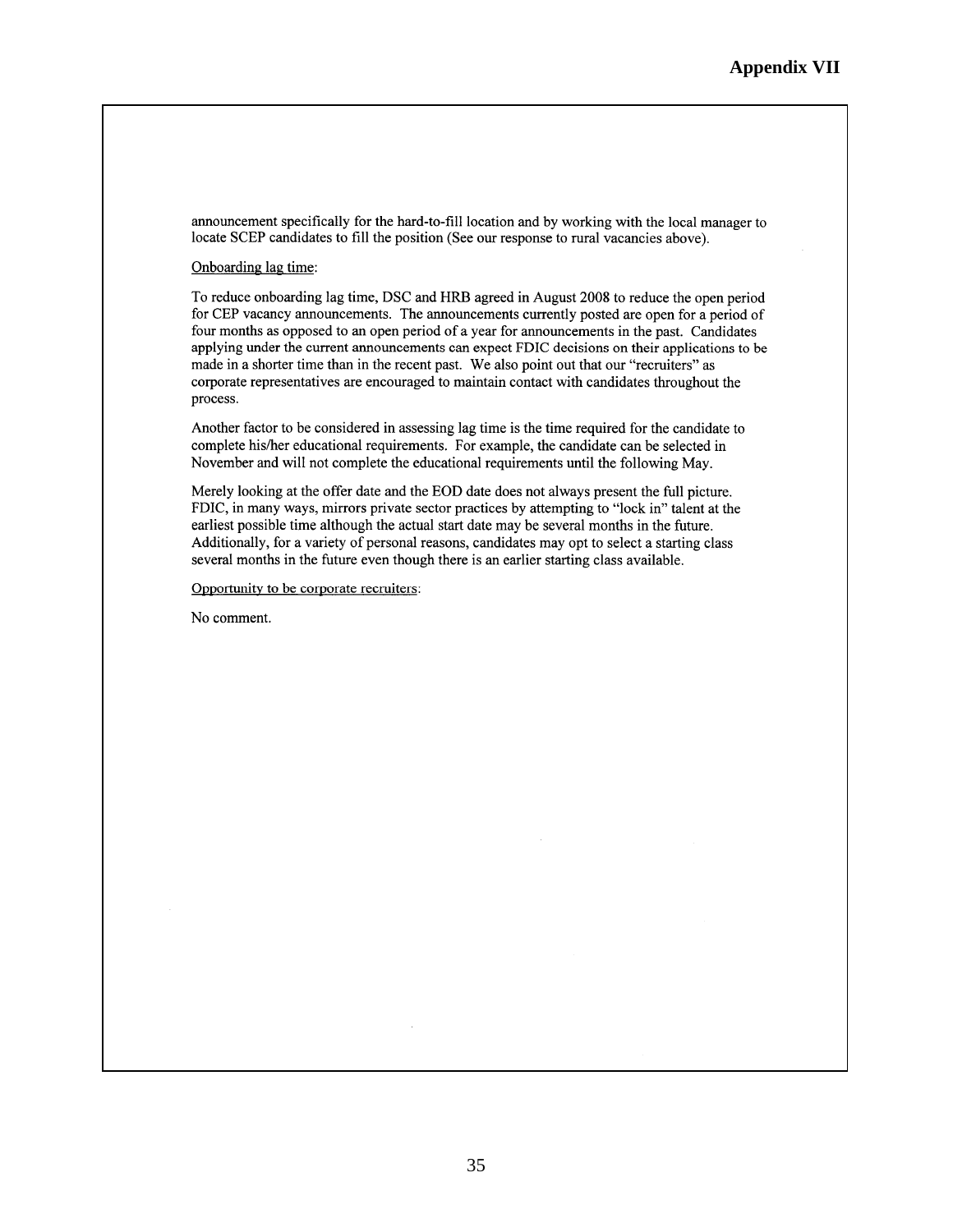announcement specifically for the hard-to-fill location and by working with the local manager to locate SCEP candidates to fill the position (See our response to rural vacancies above).

Onboarding lag time:

To reduce onboarding lag time, DSC and HRB agreed in August 2008 to reduce the open period for CEP vacancy announcements. The announcements currently posted are open for a period of four months as opposed to an open period of a year for announcements in the past. Candidates applying under the current announcements can expect FDIC decisions on their applications to be made in a shorter time than in the recent past. We also point out that our "recruiters" as corporate representatives are encouraged to maintain contact with candidates throughout the process.

Another factor to be considered in assessing lag time is the time required for the candidate to complete his/her educational requirements. For example, the candidate can be selected in November and will not complete the educational requirements until the following May.

Merely looking at the offer date and the EOD date does not always present the full picture. FDIC, in many ways, mirrors private sector practices by attempting to "lock in" talent at the earliest possible time although the actual start date may be several months in the future. Additionally, for a variety of personal reasons, candidates may opt to select a starting class several months in the future even though there is an earlier starting class available.

Opportunity to be corporate recruiters:

No comment.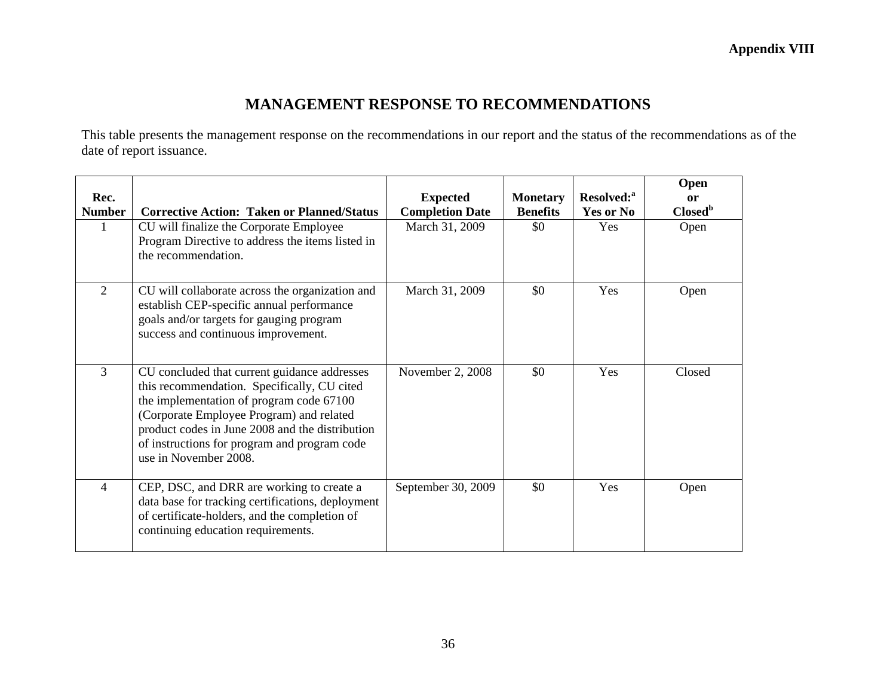**Appendix VIII**

## MANAGEMENT RESPONSE TO RECOMMENDATIONS

This table presents the management response on the recommendations in our report and the status of the recommendations as of the date of report issuance.

| Rec. Number | Corrective Action: Taken or Planned/Status | Expected Completion Date | Monetary Benefits | Resolved:[a] Yes or No | Open or Closed[b] |
|---|---|---|---|---|---|
| 1 | CU will finalize the Corporate Employee Program Directive to address the items listed in the recommendation. | March 31, 2009 | $0 | Yes | Open |
| 2 | CU will collaborate across the organization and establish CEP-specific annual performance goals and/or targets for gauging program success and continuous improvement. | March 31, 2009 | $0 | Yes | Open |
| 3 | CU concluded that current guidance addresses this recommendation. Specifically, CU cited the implementation of program code 67100 (Corporate Employee Program) and related product codes in June 2008 and the distribution of instructions for program and program code use in November 2008. | November 2, 2008 | $0 | Yes | Closed |
| 4 | CEP, DSC, and DRR are working to create a data base for tracking certifications, deployment of certificate-holders, and the completion of continuing education requirements. | September 30, 2009 | $0 | Yes | Open |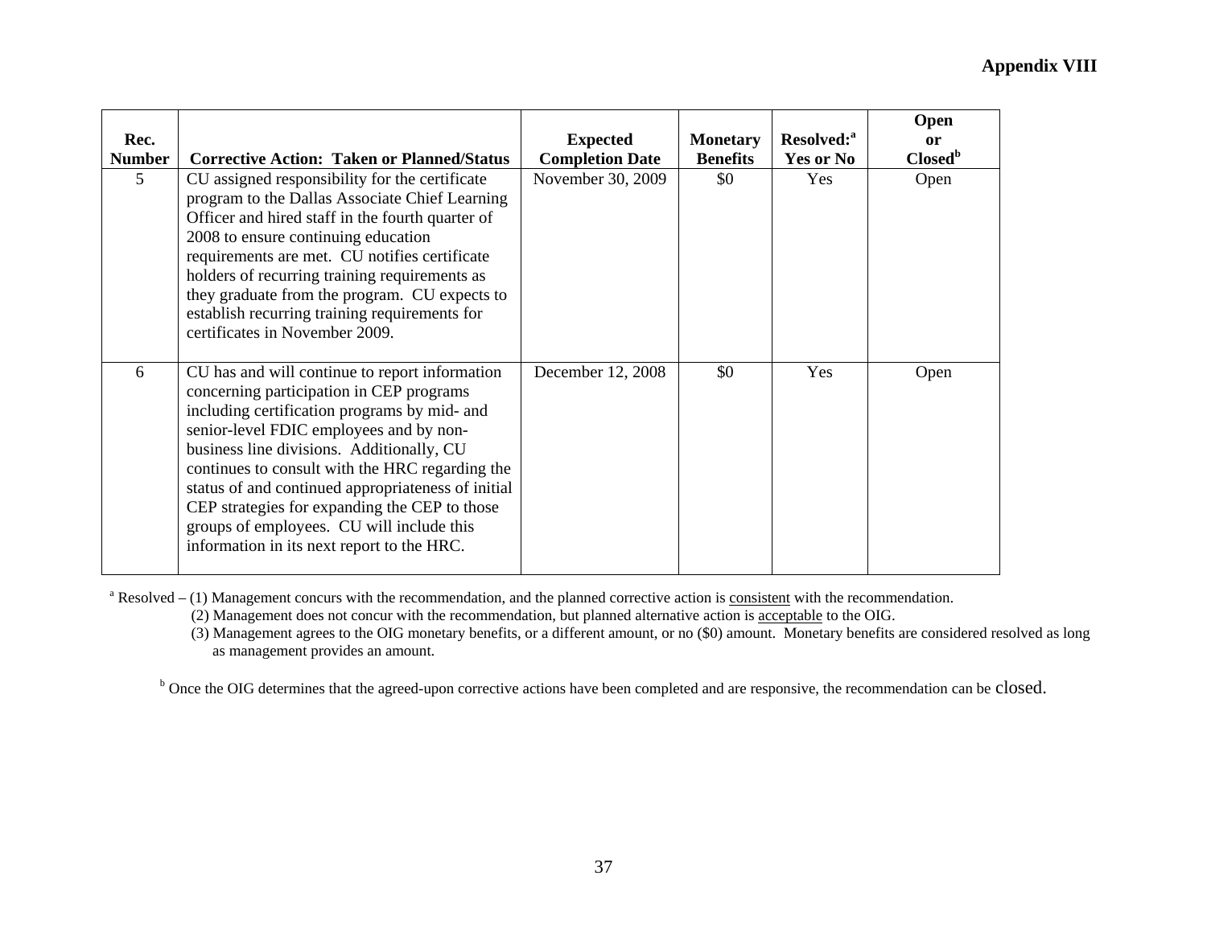## Appendix VIII

| Rec. Number | Corrective Action: Taken or Planned/Status | Expected Completion Date | Monetary Benefits | Resolved:[a] Yes or No | Open or Closed[b] |
|---|---|---|---|---|---|
| 5 | CU assigned responsibility for the certificate program to the Dallas Associate Chief Learning Officer and hired staff in the fourth quarter of 2008 to ensure continuing education requirements are met. CU notifies certificate holders of recurring training requirements as they graduate from the program. CU expects to establish recurring training requirements for certificates in November 2009. | November 30, 2009 | $0 | Yes | Open |
| 6 | CU has and will continue to report information concerning participation in CEP programs including certification programs by mid- and senior-level FDIC employees and by non-business line divisions. Additionally, CU continues to consult with the HRC regarding the status of and continued appropriateness of initial CEP strategies for expanding the CEP to those groups of employees. CU will include this information in its next report to the HRC. | December 12, 2008 | $0 | Yes | Open |

[a] Resolved – (1) Management concurs with the recommendation, and the planned corrective action is consistent with the recommendation.
(2) Management does not concur with the recommendation, but planned alternative action is acceptable to the OIG.
(3) Management agrees to the OIG monetary benefits, or a different amount, or no ($0) amount. Monetary benefits are considered resolved as long as management provides an amount.

[b] Once the OIG determines that the agreed-upon corrective actions have been completed and are responsive, the recommendation can be closed.